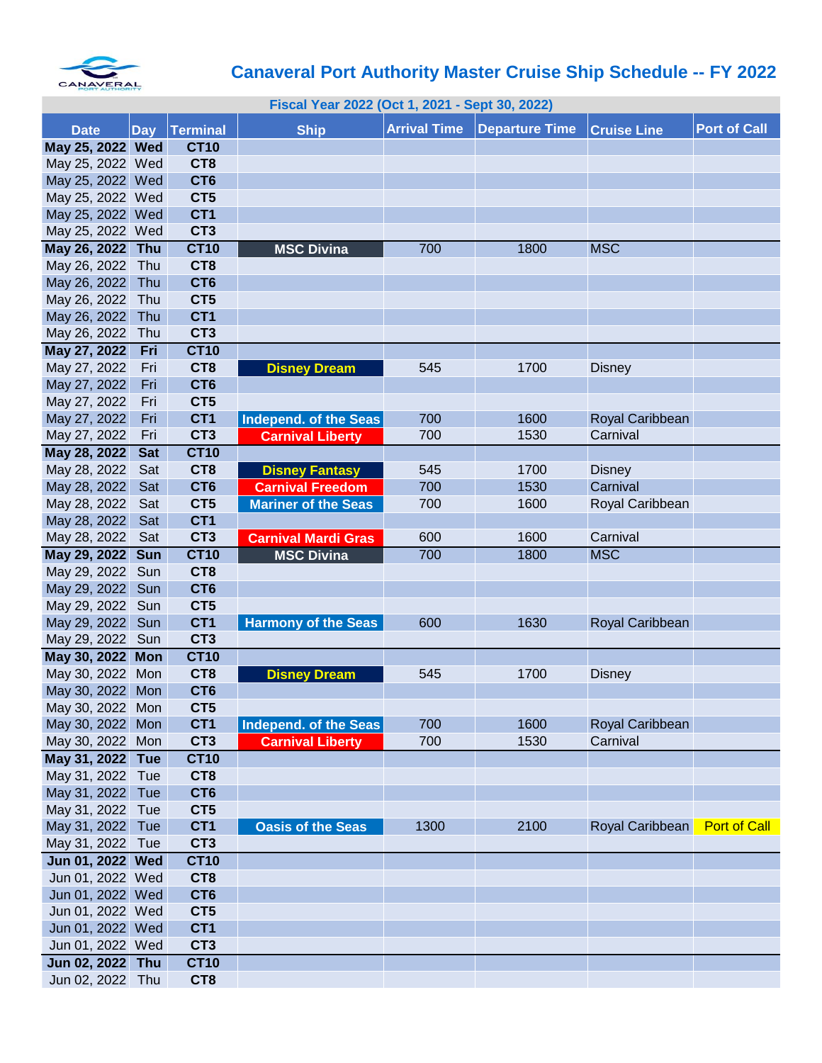# Canaveral Port Authority Master Cruise Ship Schedule -- FY 2022

| Fiscal Year 2022 (Oct 1, 2021 - Sept 30, 2022) | | | | | | | |
|---|---|---|---|---|---|---|---|
| **Date** | **Day** | **Terminal** | **Ship** | **Arrival Time** | **Departure Time** | **Cruise Line** | **Port of Call** |
| **May 25, 2022** | **Wed** | **CT10** | | | | | |
| May 25, 2022 | Wed | **CT8** | | | | | |
| May 25, 2022 | Wed | **CT6** | | | | | |
| May 25, 2022 | Wed | **CT5** | | | | | |
| May 25, 2022 | Wed | **CT1** | | | | | |
| May 25, 2022 | Wed | **CT3** | | | | | |
| **May 26, 2022** | **Thu** | **CT10** | **MSC Divina** | 700 | 1800 | MSC | |
| May 26, 2022 | Thu | **CT8** | | | | | |
| May 26, 2022 | Thu | **CT6** | | | | | |
| May 26, 2022 | Thu | **CT5** | | | | | |
| May 26, 2022 | Thu | **CT1** | | | | | |
| May 26, 2022 | Thu | **CT3** | | | | | |
| **May 27, 2022** | **Fri** | **CT10** | | | | | |
| May 27, 2022 | Fri | **CT8** | **Disney Dream** | 545 | 1700 | Disney | |
| May 27, 2022 | Fri | **CT6** | | | | | |
| May 27, 2022 | Fri | **CT5** | | | | | |
| May 27, 2022 | Fri | **CT1** | **Independ. of the Seas** | 700 | 1600 | Royal Caribbean | |
| May 27, 2022 | Fri | **CT3** | **Carnival Liberty** | 700 | 1530 | Carnival | |
| **May 28, 2022** | **Sat** | **CT10** | | | | | |
| May 28, 2022 | Sat | **CT8** | **Disney Fantasy** | 545 | 1700 | Disney | |
| May 28, 2022 | Sat | **CT6** | **Carnival Freedom** | 700 | 1530 | Carnival | |
| May 28, 2022 | Sat | **CT5** | **Mariner of the Seas** | 700 | 1600 | Royal Caribbean | |
| May 28, 2022 | Sat | **CT1** | | | | | |
| May 28, 2022 | Sat | **CT3** | **Carnival Mardi Gras** | 600 | 1600 | Carnival | |
| **May 29, 2022** | **Sun** | **CT10** | **MSC Divina** | 700 | 1800 | MSC | |
| May 29, 2022 | Sun | **CT8** | | | | | |
| May 29, 2022 | Sun | **CT6** | | | | | |
| May 29, 2022 | Sun | **CT5** | | | | | |
| May 29, 2022 | Sun | **CT1** | **Harmony of the Seas** | 600 | 1630 | Royal Caribbean | |
| May 29, 2022 | Sun | **CT3** | | | | | |
| **May 30, 2022** | **Mon** | **CT10** | | | | | |
| May 30, 2022 | Mon | **CT8** | **Disney Dream** | 545 | 1700 | Disney | |
| May 30, 2022 | Mon | **CT6** | | | | | |
| May 30, 2022 | Mon | **CT5** | | | | | |
| May 30, 2022 | Mon | **CT1** | **Independ. of the Seas** | 700 | 1600 | Royal Caribbean | |
| May 30, 2022 | Mon | **CT3** | **Carnival Liberty** | 700 | 1530 | Carnival | |
| **May 31, 2022** | **Tue** | **CT10** | | | | | |
| May 31, 2022 | Tue | **CT8** | | | | | |
| May 31, 2022 | Tue | **CT6** | | | | | |
| May 31, 2022 | Tue | **CT5** | | | | | |
| May 31, 2022 | Tue | **CT1** | **Oasis of the Seas** | 1300 | 2100 | Royal Caribbean | Port of Call |
| May 31, 2022 | Tue | **CT3** | | | | | |
| **Jun 01, 2022** | **Wed** | **CT10** | | | | | |
| Jun 01, 2022 | Wed | **CT8** | | | | | |
| Jun 01, 2022 | Wed | **CT6** | | | | | |
| Jun 01, 2022 | Wed | **CT5** | | | | | |
| Jun 01, 2022 | Wed | **CT1** | | | | | |
| Jun 01, 2022 | Wed | **CT3** | | | | | |
| **Jun 02, 2022** | **Thu** | **CT10** | | | | | |
| Jun 02, 2022 | Thu | **CT8** | | | | | |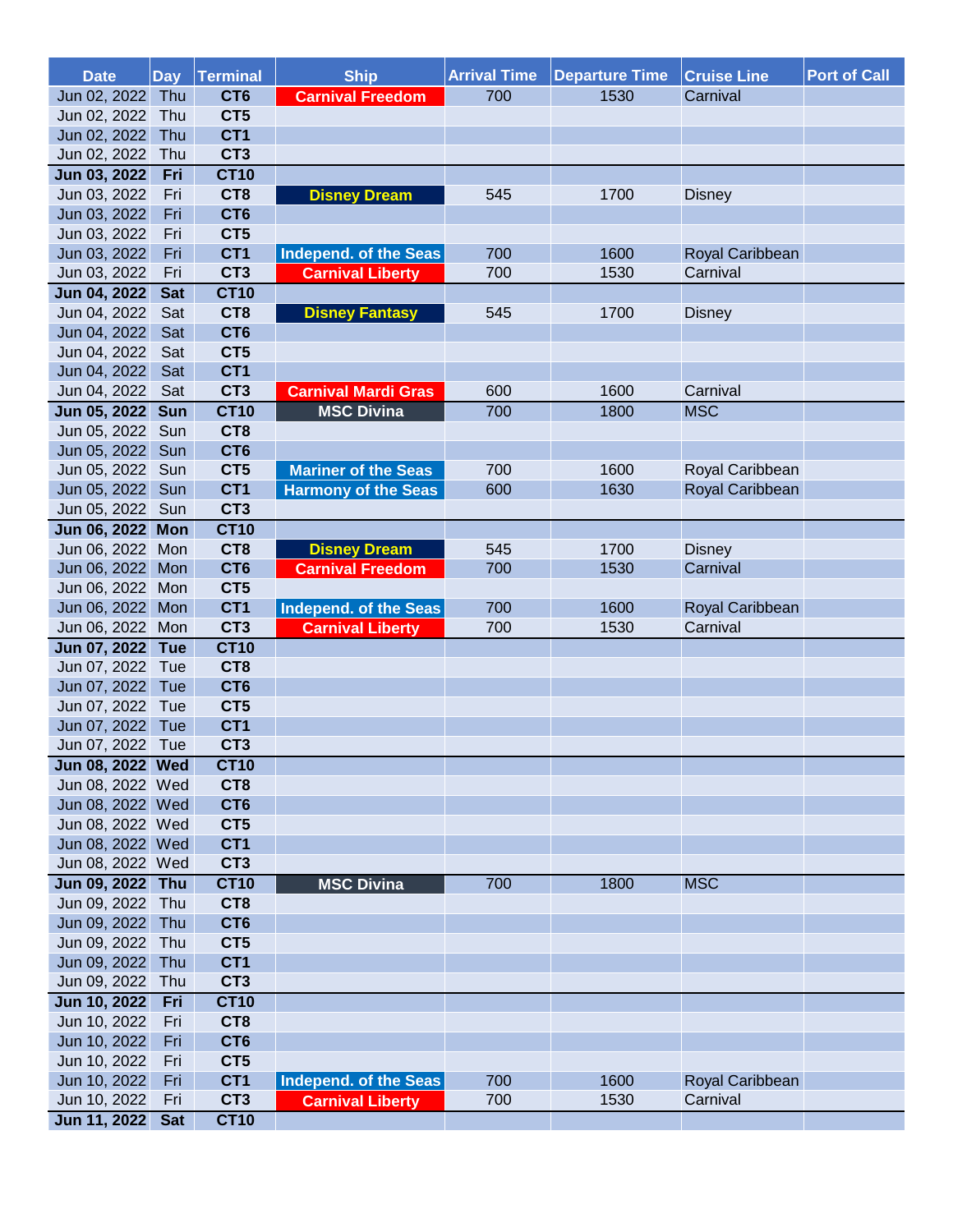| Date | Day | Terminal | Ship | Arrival Time | Departure Time | Cruise Line | Port of Call |
|---|---|---|---|---|---|---|---|
| Jun 02, 2022 | Thu | CT6 | Carnival Freedom | 700 | 1530 | Carnival | |
| Jun 02, 2022 | Thu | CT5 | | | | | |
| Jun 02, 2022 | Thu | CT1 | | | | | |
| Jun 02, 2022 | Thu | CT3 | | | | | |
| **Jun 03, 2022** | **Fri** | **CT10** | | | | | |
| Jun 03, 2022 | Fri | CT8 | Disney Dream | 545 | 1700 | Disney | |
| Jun 03, 2022 | Fri | CT6 | | | | | |
| Jun 03, 2022 | Fri | CT5 | | | | | |
| Jun 03, 2022 | Fri | CT1 | Independ. of the Seas | 700 | 1600 | Royal Caribbean | |
| Jun 03, 2022 | Fri | CT3 | Carnival Liberty | 700 | 1530 | Carnival | |
| **Jun 04, 2022** | **Sat** | **CT10** | | | | | |
| Jun 04, 2022 | Sat | CT8 | Disney Fantasy | 545 | 1700 | Disney | |
| Jun 04, 2022 | Sat | CT6 | | | | | |
| Jun 04, 2022 | Sat | CT5 | | | | | |
| Jun 04, 2022 | Sat | CT1 | | | | | |
| Jun 04, 2022 | Sat | CT3 | Carnival Mardi Gras | 600 | 1600 | Carnival | |
| **Jun 05, 2022** | **Sun** | **CT10** | MSC Divina | 700 | 1800 | MSC | |
| Jun 05, 2022 | Sun | CT8 | | | | | |
| Jun 05, 2022 | Sun | CT6 | | | | | |
| Jun 05, 2022 | Sun | CT5 | Mariner of the Seas | 700 | 1600 | Royal Caribbean | |
| Jun 05, 2022 | Sun | CT1 | Harmony of the Seas | 600 | 1630 | Royal Caribbean | |
| Jun 05, 2022 | Sun | CT3 | | | | | |
| **Jun 06, 2022** | **Mon** | **CT10** | | | | | |
| Jun 06, 2022 | Mon | CT8 | Disney Dream | 545 | 1700 | Disney | |
| Jun 06, 2022 | Mon | CT6 | Carnival Freedom | 700 | 1530 | Carnival | |
| Jun 06, 2022 | Mon | CT5 | | | | | |
| Jun 06, 2022 | Mon | CT1 | Independ. of the Seas | 700 | 1600 | Royal Caribbean | |
| Jun 06, 2022 | Mon | CT3 | Carnival Liberty | 700 | 1530 | Carnival | |
| **Jun 07, 2022** | **Tue** | **CT10** | | | | | |
| Jun 07, 2022 | Tue | CT8 | | | | | |
| Jun 07, 2022 | Tue | CT6 | | | | | |
| Jun 07, 2022 | Tue | CT5 | | | | | |
| Jun 07, 2022 | Tue | CT1 | | | | | |
| Jun 07, 2022 | Tue | CT3 | | | | | |
| **Jun 08, 2022** | **Wed** | **CT10** | | | | | |
| Jun 08, 2022 | Wed | CT8 | | | | | |
| Jun 08, 2022 | Wed | CT6 | | | | | |
| Jun 08, 2022 | Wed | CT5 | | | | | |
| Jun 08, 2022 | Wed | CT1 | | | | | |
| Jun 08, 2022 | Wed | CT3 | | | | | |
| **Jun 09, 2022** | **Thu** | **CT10** | MSC Divina | 700 | 1800 | MSC | |
| Jun 09, 2022 | Thu | CT8 | | | | | |
| Jun 09, 2022 | Thu | CT6 | | | | | |
| Jun 09, 2022 | Thu | CT5 | | | | | |
| Jun 09, 2022 | Thu | CT1 | | | | | |
| Jun 09, 2022 | Thu | CT3 | | | | | |
| **Jun 10, 2022** | **Fri** | **CT10** | | | | | |
| Jun 10, 2022 | Fri | CT8 | | | | | |
| Jun 10, 2022 | Fri | CT6 | | | | | |
| Jun 10, 2022 | Fri | CT5 | | | | | |
| Jun 10, 2022 | Fri | CT1 | Independ. of the Seas | 700 | 1600 | Royal Caribbean | |
| Jun 10, 2022 | Fri | CT3 | Carnival Liberty | 700 | 1530 | Carnival | |
| **Jun 11, 2022** | **Sat** | **CT10** | | | | | |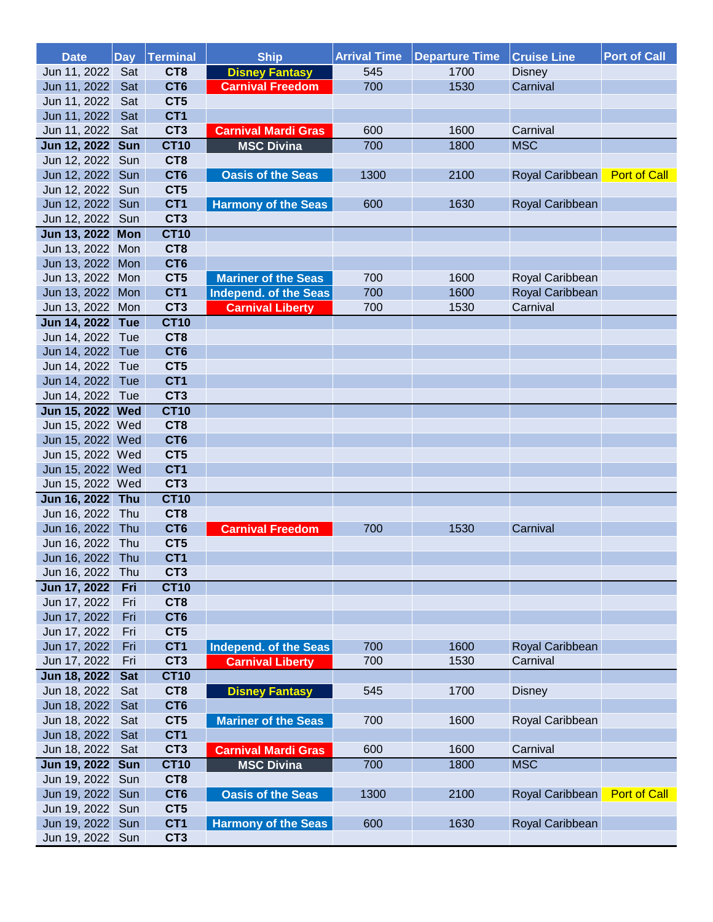| Date | Day | Terminal | Ship | Arrival Time | Departure Time | Cruise Line | Port of Call |
|---|---|---|---|---|---|---|---|
| Jun 11, 2022 | Sat | CT8 | Disney Fantasy | 545 | 1700 | Disney | |
| Jun 11, 2022 | Sat | CT6 | Carnival Freedom | 700 | 1530 | Carnival | |
| Jun 11, 2022 | Sat | CT5 | | | | | |
| Jun 11, 2022 | Sat | CT1 | | | | | |
| Jun 11, 2022 | Sat | CT3 | Carnival Mardi Gras | 600 | 1600 | Carnival | |
| **Jun 12, 2022** | **Sun** | **CT10** | MSC Divina | 700 | 1800 | MSC | |
| Jun 12, 2022 | Sun | CT8 | | | | | |
| Jun 12, 2022 | Sun | CT6 | Oasis of the Seas | 1300 | 2100 | Royal Caribbean | Port of Call |
| Jun 12, 2022 | Sun | CT5 | | | | | |
| Jun 12, 2022 | Sun | CT1 | Harmony of the Seas | 600 | 1630 | Royal Caribbean | |
| Jun 12, 2022 | Sun | CT3 | | | | | |
| **Jun 13, 2022** | **Mon** | **CT10** | | | | | |
| Jun 13, 2022 | Mon | CT8 | | | | | |
| Jun 13, 2022 | Mon | CT6 | | | | | |
| Jun 13, 2022 | Mon | CT5 | Mariner of the Seas | 700 | 1600 | Royal Caribbean | |
| Jun 13, 2022 | Mon | CT1 | Independ. of the Seas | 700 | 1600 | Royal Caribbean | |
| Jun 13, 2022 | Mon | CT3 | Carnival Liberty | 700 | 1530 | Carnival | |
| **Jun 14, 2022** | **Tue** | **CT10** | | | | | |
| Jun 14, 2022 | Tue | CT8 | | | | | |
| Jun 14, 2022 | Tue | CT6 | | | | | |
| Jun 14, 2022 | Tue | CT5 | | | | | |
| Jun 14, 2022 | Tue | CT1 | | | | | |
| Jun 14, 2022 | Tue | CT3 | | | | | |
| **Jun 15, 2022** | **Wed** | **CT10** | | | | | |
| Jun 15, 2022 | Wed | CT8 | | | | | |
| Jun 15, 2022 | Wed | CT6 | | | | | |
| Jun 15, 2022 | Wed | CT5 | | | | | |
| Jun 15, 2022 | Wed | CT1 | | | | | |
| Jun 15, 2022 | Wed | CT3 | | | | | |
| **Jun 16, 2022** | **Thu** | **CT10** | | | | | |
| Jun 16, 2022 | Thu | CT8 | | | | | |
| Jun 16, 2022 | Thu | CT6 | Carnival Freedom | 700 | 1530 | Carnival | |
| Jun 16, 2022 | Thu | CT5 | | | | | |
| Jun 16, 2022 | Thu | CT1 | | | | | |
| Jun 16, 2022 | Thu | CT3 | | | | | |
| **Jun 17, 2022** | **Fri** | **CT10** | | | | | |
| Jun 17, 2022 | Fri | CT8 | | | | | |
| Jun 17, 2022 | Fri | CT6 | | | | | |
| Jun 17, 2022 | Fri | CT5 | | | | | |
| Jun 17, 2022 | Fri | CT1 | Independ. of the Seas | 700 | 1600 | Royal Caribbean | |
| Jun 17, 2022 | Fri | CT3 | Carnival Liberty | 700 | 1530 | Carnival | |
| **Jun 18, 2022** | **Sat** | **CT10** | | | | | |
| Jun 18, 2022 | Sat | CT8 | Disney Fantasy | 545 | 1700 | Disney | |
| Jun 18, 2022 | Sat | CT6 | | | | | |
| Jun 18, 2022 | Sat | CT5 | Mariner of the Seas | 700 | 1600 | Royal Caribbean | |
| Jun 18, 2022 | Sat | CT1 | | | | | |
| Jun 18, 2022 | Sat | CT3 | Carnival Mardi Gras | 600 | 1600 | Carnival | |
| **Jun 19, 2022** | **Sun** | **CT10** | MSC Divina | 700 | 1800 | MSC | |
| Jun 19, 2022 | Sun | CT8 | | | | | |
| Jun 19, 2022 | Sun | CT6 | Oasis of the Seas | 1300 | 2100 | Royal Caribbean | Port of Call |
| Jun 19, 2022 | Sun | CT5 | | | | | |
| Jun 19, 2022 | Sun | CT1 | Harmony of the Seas | 600 | 1630 | Royal Caribbean | |
| Jun 19, 2022 | Sun | CT3 | | | | | |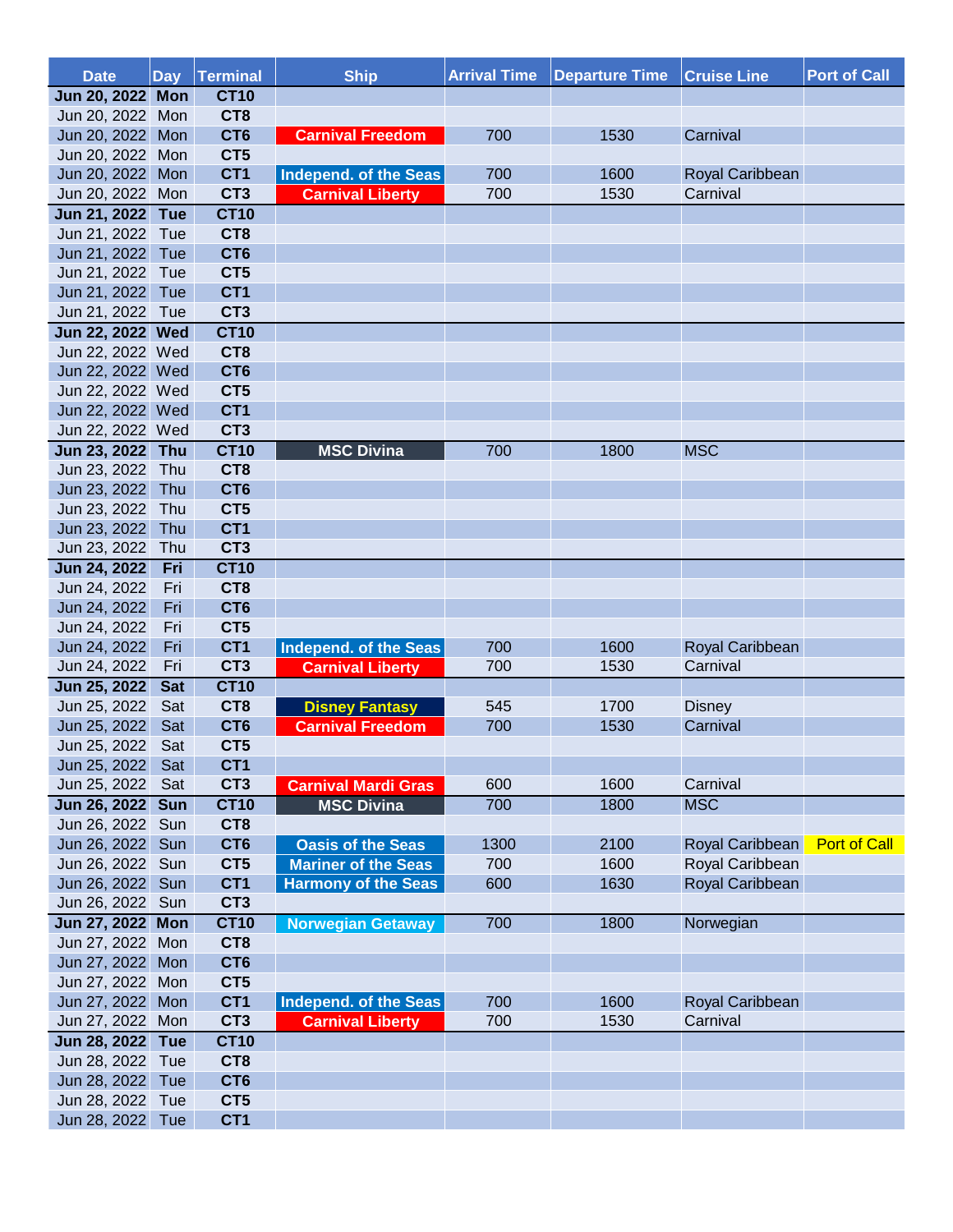| Date | Day | Terminal | Ship | Arrival Time | Departure Time | Cruise Line | Port of Call |
|---|---|---|---|---|---|---|---|
| **Jun 20, 2022** | **Mon** | **CT10** | | | | | |
| Jun 20, 2022 | Mon | CT8 | | | | | |
| Jun 20, 2022 | Mon | CT6 | Carnival Freedom | 700 | 1530 | Carnival | |
| Jun 20, 2022 | Mon | CT5 | | | | | |
| Jun 20, 2022 | Mon | CT1 | Independ. of the Seas | 700 | 1600 | Royal Caribbean | |
| Jun 20, 2022 | Mon | CT3 | Carnival Liberty | 700 | 1530 | Carnival | |
| **Jun 21, 2022** | **Tue** | **CT10** | | | | | |
| Jun 21, 2022 | Tue | CT8 | | | | | |
| Jun 21, 2022 | Tue | CT6 | | | | | |
| Jun 21, 2022 | Tue | CT5 | | | | | |
| Jun 21, 2022 | Tue | CT1 | | | | | |
| Jun 21, 2022 | Tue | CT3 | | | | | |
| **Jun 22, 2022** | **Wed** | **CT10** | | | | | |
| Jun 22, 2022 | Wed | CT8 | | | | | |
| Jun 22, 2022 | Wed | CT6 | | | | | |
| Jun 22, 2022 | Wed | CT5 | | | | | |
| Jun 22, 2022 | Wed | CT1 | | | | | |
| Jun 22, 2022 | Wed | CT3 | | | | | |
| **Jun 23, 2022** | **Thu** | **CT10** | MSC Divina | 700 | 1800 | MSC | |
| Jun 23, 2022 | Thu | CT8 | | | | | |
| Jun 23, 2022 | Thu | CT6 | | | | | |
| Jun 23, 2022 | Thu | CT5 | | | | | |
| Jun 23, 2022 | Thu | CT1 | | | | | |
| Jun 23, 2022 | Thu | CT3 | | | | | |
| **Jun 24, 2022** | **Fri** | **CT10** | | | | | |
| Jun 24, 2022 | Fri | CT8 | | | | | |
| Jun 24, 2022 | Fri | CT6 | | | | | |
| Jun 24, 2022 | Fri | CT5 | | | | | |
| Jun 24, 2022 | Fri | CT1 | Independ. of the Seas | 700 | 1600 | Royal Caribbean | |
| Jun 24, 2022 | Fri | CT3 | Carnival Liberty | 700 | 1530 | Carnival | |
| **Jun 25, 2022** | **Sat** | **CT10** | | | | | |
| Jun 25, 2022 | Sat | CT8 | Disney Fantasy | 545 | 1700 | Disney | |
| Jun 25, 2022 | Sat | CT6 | Carnival Freedom | 700 | 1530 | Carnival | |
| Jun 25, 2022 | Sat | CT5 | | | | | |
| Jun 25, 2022 | Sat | CT1 | | | | | |
| Jun 25, 2022 | Sat | CT3 | Carnival Mardi Gras | 600 | 1600 | Carnival | |
| **Jun 26, 2022** | **Sun** | **CT10** | MSC Divina | 700 | 1800 | MSC | |
| Jun 26, 2022 | Sun | CT8 | | | | | |
| Jun 26, 2022 | Sun | CT6 | Oasis of the Seas | 1300 | 2100 | Royal Caribbean | Port of Call |
| Jun 26, 2022 | Sun | CT5 | Mariner of the Seas | 700 | 1600 | Royal Caribbean | |
| Jun 26, 2022 | Sun | CT1 | Harmony of the Seas | 600 | 1630 | Royal Caribbean | |
| Jun 26, 2022 | Sun | CT3 | | | | | |
| **Jun 27, 2022** | **Mon** | **CT10** | Norwegian Getaway | 700 | 1800 | Norwegian | |
| Jun 27, 2022 | Mon | CT8 | | | | | |
| Jun 27, 2022 | Mon | CT6 | | | | | |
| Jun 27, 2022 | Mon | CT5 | | | | | |
| Jun 27, 2022 | Mon | CT1 | Independ. of the Seas | 700 | 1600 | Royal Caribbean | |
| Jun 27, 2022 | Mon | CT3 | Carnival Liberty | 700 | 1530 | Carnival | |
| **Jun 28, 2022** | **Tue** | **CT10** | | | | | |
| Jun 28, 2022 | Tue | CT8 | | | | | |
| Jun 28, 2022 | Tue | CT6 | | | | | |
| Jun 28, 2022 | Tue | CT5 | | | | | |
| Jun 28, 2022 | Tue | CT1 | | | | | |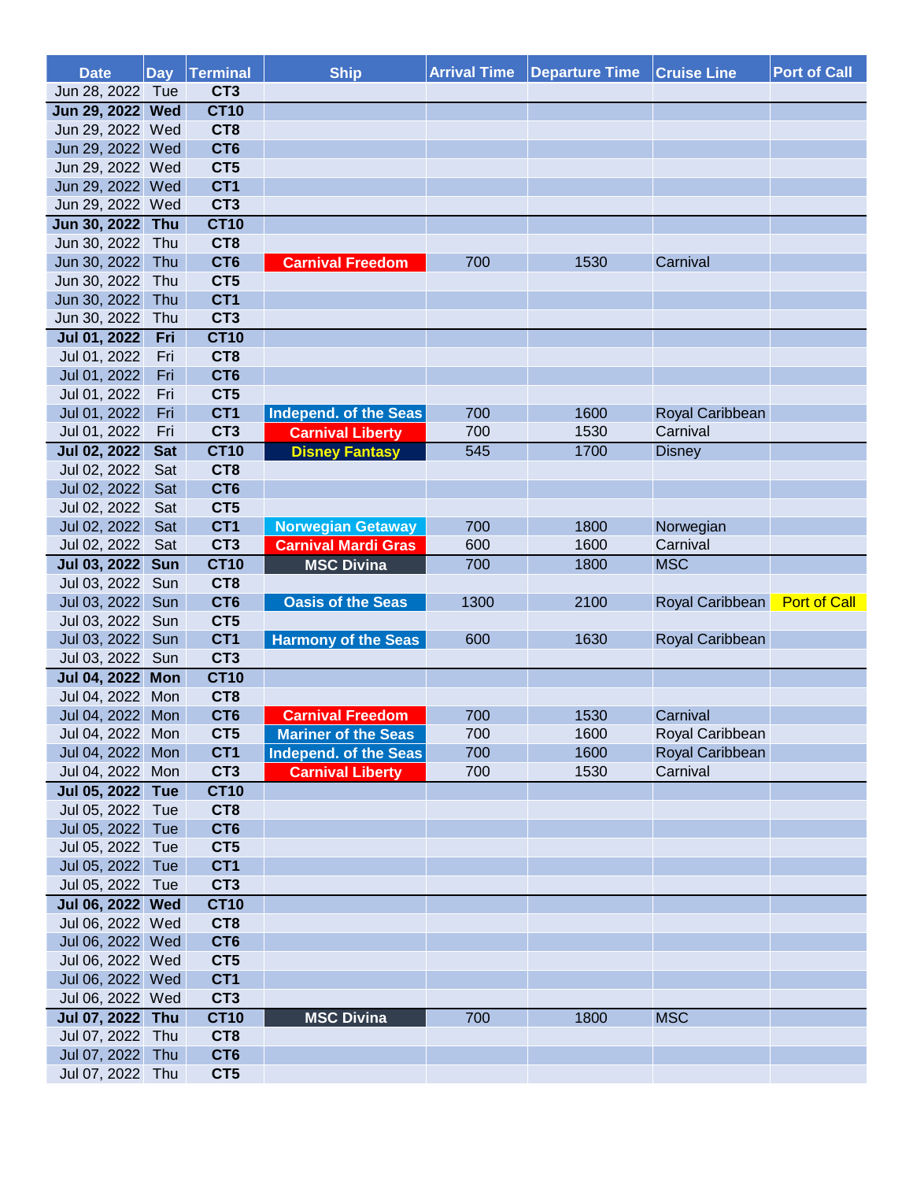| Date | Day | Terminal | Ship | Arrival Time | Departure Time | Cruise Line | Port of Call |
|---|---|---|---|---|---|---|---|
| Jun 28, 2022 | Tue | CT3 | | | | | |
| **Jun 29, 2022** | **Wed** | **CT10** | | | | | |
| Jun 29, 2022 | Wed | CT8 | | | | | |
| Jun 29, 2022 | Wed | CT6 | | | | | |
| Jun 29, 2022 | Wed | CT5 | | | | | |
| Jun 29, 2022 | Wed | CT1 | | | | | |
| Jun 29, 2022 | Wed | CT3 | | | | | |
| **Jun 30, 2022** | **Thu** | **CT10** | | | | | |
| Jun 30, 2022 | Thu | CT8 | | | | | |
| Jun 30, 2022 | Thu | CT6 | Carnival Freedom | 700 | 1530 | Carnival | |
| Jun 30, 2022 | Thu | CT5 | | | | | |
| Jun 30, 2022 | Thu | CT1 | | | | | |
| Jun 30, 2022 | Thu | CT3 | | | | | |
| **Jul 01, 2022** | **Fri** | **CT10** | | | | | |
| Jul 01, 2022 | Fri | CT8 | | | | | |
| Jul 01, 2022 | Fri | CT6 | | | | | |
| Jul 01, 2022 | Fri | CT5 | | | | | |
| Jul 01, 2022 | Fri | CT1 | Independ. of the Seas | 700 | 1600 | Royal Caribbean | |
| Jul 01, 2022 | Fri | CT3 | Carnival Liberty | 700 | 1530 | Carnival | |
| **Jul 02, 2022** | **Sat** | **CT10** | Disney Fantasy | 545 | 1700 | Disney | |
| Jul 02, 2022 | Sat | CT8 | | | | | |
| Jul 02, 2022 | Sat | CT6 | | | | | |
| Jul 02, 2022 | Sat | CT5 | | | | | |
| Jul 02, 2022 | Sat | CT1 | Norwegian Getaway | 700 | 1800 | Norwegian | |
| Jul 02, 2022 | Sat | CT3 | Carnival Mardi Gras | 600 | 1600 | Carnival | |
| **Jul 03, 2022** | **Sun** | **CT10** | MSC Divina | 700 | 1800 | MSC | |
| Jul 03, 2022 | Sun | CT8 | | | | | |
| Jul 03, 2022 | Sun | CT6 | Oasis of the Seas | 1300 | 2100 | Royal Caribbean | Port of Call |
| Jul 03, 2022 | Sun | CT5 | | | | | |
| Jul 03, 2022 | Sun | CT1 | Harmony of the Seas | 600 | 1630 | Royal Caribbean | |
| Jul 03, 2022 | Sun | CT3 | | | | | |
| **Jul 04, 2022** | **Mon** | **CT10** | | | | | |
| Jul 04, 2022 | Mon | CT8 | | | | | |
| Jul 04, 2022 | Mon | CT6 | Carnival Freedom | 700 | 1530 | Carnival | |
| Jul 04, 2022 | Mon | CT5 | Mariner of the Seas | 700 | 1600 | Royal Caribbean | |
| Jul 04, 2022 | Mon | CT1 | Independ. of the Seas | 700 | 1600 | Royal Caribbean | |
| Jul 04, 2022 | Mon | CT3 | Carnival Liberty | 700 | 1530 | Carnival | |
| **Jul 05, 2022** | **Tue** | **CT10** | | | | | |
| Jul 05, 2022 | Tue | CT8 | | | | | |
| Jul 05, 2022 | Tue | CT6 | | | | | |
| Jul 05, 2022 | Tue | CT5 | | | | | |
| Jul 05, 2022 | Tue | CT1 | | | | | |
| Jul 05, 2022 | Tue | CT3 | | | | | |
| **Jul 06, 2022** | **Wed** | **CT10** | | | | | |
| Jul 06, 2022 | Wed | CT8 | | | | | |
| Jul 06, 2022 | Wed | CT6 | | | | | |
| Jul 06, 2022 | Wed | CT5 | | | | | |
| Jul 06, 2022 | Wed | CT1 | | | | | |
| Jul 06, 2022 | Wed | CT3 | | | | | |
| **Jul 07, 2022** | **Thu** | **CT10** | MSC Divina | 700 | 1800 | MSC | |
| Jul 07, 2022 | Thu | CT8 | | | | | |
| Jul 07, 2022 | Thu | CT6 | | | | | |
| Jul 07, 2022 | Thu | CT5 | | | | | |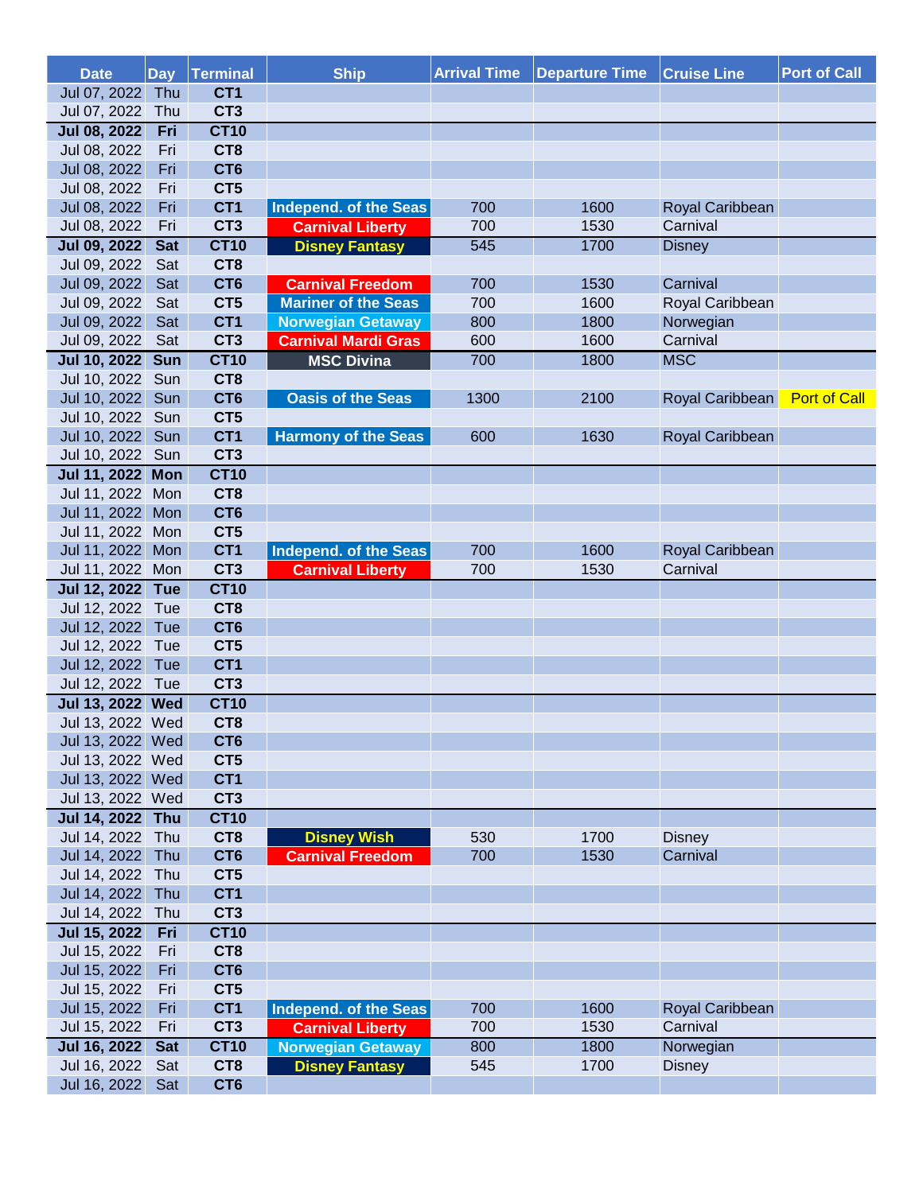| Date | Day | Terminal | Ship | Arrival Time | Departure Time | Cruise Line | Port of Call |
|---|---|---|---|---|---|---|---|
| Jul 07, 2022 | Thu | CT1 | | | | | |
| Jul 07, 2022 | Thu | CT3 | | | | | |
| **Jul 08, 2022** | **Fri** | **CT10** | | | | | |
| Jul 08, 2022 | Fri | CT8 | | | | | |
| Jul 08, 2022 | Fri | CT6 | | | | | |
| Jul 08, 2022 | Fri | CT5 | | | | | |
| Jul 08, 2022 | Fri | CT1 | Independ. of the Seas | 700 | 1600 | Royal Caribbean | |
| Jul 08, 2022 | Fri | CT3 | Carnival Liberty | 700 | 1530 | Carnival | |
| **Jul 09, 2022** | **Sat** | **CT10** | Disney Fantasy | 545 | 1700 | Disney | |
| Jul 09, 2022 | Sat | CT8 | | | | | |
| Jul 09, 2022 | Sat | CT6 | Carnival Freedom | 700 | 1530 | Carnival | |
| Jul 09, 2022 | Sat | CT5 | Mariner of the Seas | 700 | 1600 | Royal Caribbean | |
| Jul 09, 2022 | Sat | CT1 | Norwegian Getaway | 800 | 1800 | Norwegian | |
| Jul 09, 2022 | Sat | CT3 | Carnival Mardi Gras | 600 | 1600 | Carnival | |
| **Jul 10, 2022** | **Sun** | **CT10** | MSC Divina | 700 | 1800 | MSC | |
| Jul 10, 2022 | Sun | CT8 | | | | | |
| Jul 10, 2022 | Sun | CT6 | Oasis of the Seas | 1300 | 2100 | Royal Caribbean | Port of Call |
| Jul 10, 2022 | Sun | CT5 | | | | | |
| Jul 10, 2022 | Sun | CT1 | Harmony of the Seas | 600 | 1630 | Royal Caribbean | |
| Jul 10, 2022 | Sun | CT3 | | | | | |
| **Jul 11, 2022** | **Mon** | **CT10** | | | | | |
| Jul 11, 2022 | Mon | CT8 | | | | | |
| Jul 11, 2022 | Mon | CT6 | | | | | |
| Jul 11, 2022 | Mon | CT5 | | | | | |
| Jul 11, 2022 | Mon | CT1 | Independ. of the Seas | 700 | 1600 | Royal Caribbean | |
| Jul 11, 2022 | Mon | CT3 | Carnival Liberty | 700 | 1530 | Carnival | |
| **Jul 12, 2022** | **Tue** | **CT10** | | | | | |
| Jul 12, 2022 | Tue | CT8 | | | | | |
| Jul 12, 2022 | Tue | CT6 | | | | | |
| Jul 12, 2022 | Tue | CT5 | | | | | |
| Jul 12, 2022 | Tue | CT1 | | | | | |
| Jul 12, 2022 | Tue | CT3 | | | | | |
| **Jul 13, 2022** | **Wed** | **CT10** | | | | | |
| Jul 13, 2022 | Wed | CT8 | | | | | |
| Jul 13, 2022 | Wed | CT6 | | | | | |
| Jul 13, 2022 | Wed | CT5 | | | | | |
| Jul 13, 2022 | Wed | CT1 | | | | | |
| Jul 13, 2022 | Wed | CT3 | | | | | |
| **Jul 14, 2022** | **Thu** | **CT10** | | | | | |
| Jul 14, 2022 | Thu | CT8 | Disney Wish | 530 | 1700 | Disney | |
| Jul 14, 2022 | Thu | CT6 | Carnival Freedom | 700 | 1530 | Carnival | |
| Jul 14, 2022 | Thu | CT5 | | | | | |
| Jul 14, 2022 | Thu | CT1 | | | | | |
| Jul 14, 2022 | Thu | CT3 | | | | | |
| **Jul 15, 2022** | **Fri** | **CT10** | | | | | |
| Jul 15, 2022 | Fri | CT8 | | | | | |
| Jul 15, 2022 | Fri | CT6 | | | | | |
| Jul 15, 2022 | Fri | CT5 | | | | | |
| Jul 15, 2022 | Fri | CT1 | Independ. of the Seas | 700 | 1600 | Royal Caribbean | |
| Jul 15, 2022 | Fri | CT3 | Carnival Liberty | 700 | 1530 | Carnival | |
| **Jul 16, 2022** | **Sat** | **CT10** | Norwegian Getaway | 800 | 1800 | Norwegian | |
| Jul 16, 2022 | Sat | CT8 | Disney Fantasy | 545 | 1700 | Disney | |
| Jul 16, 2022 | Sat | CT6 | | | | | |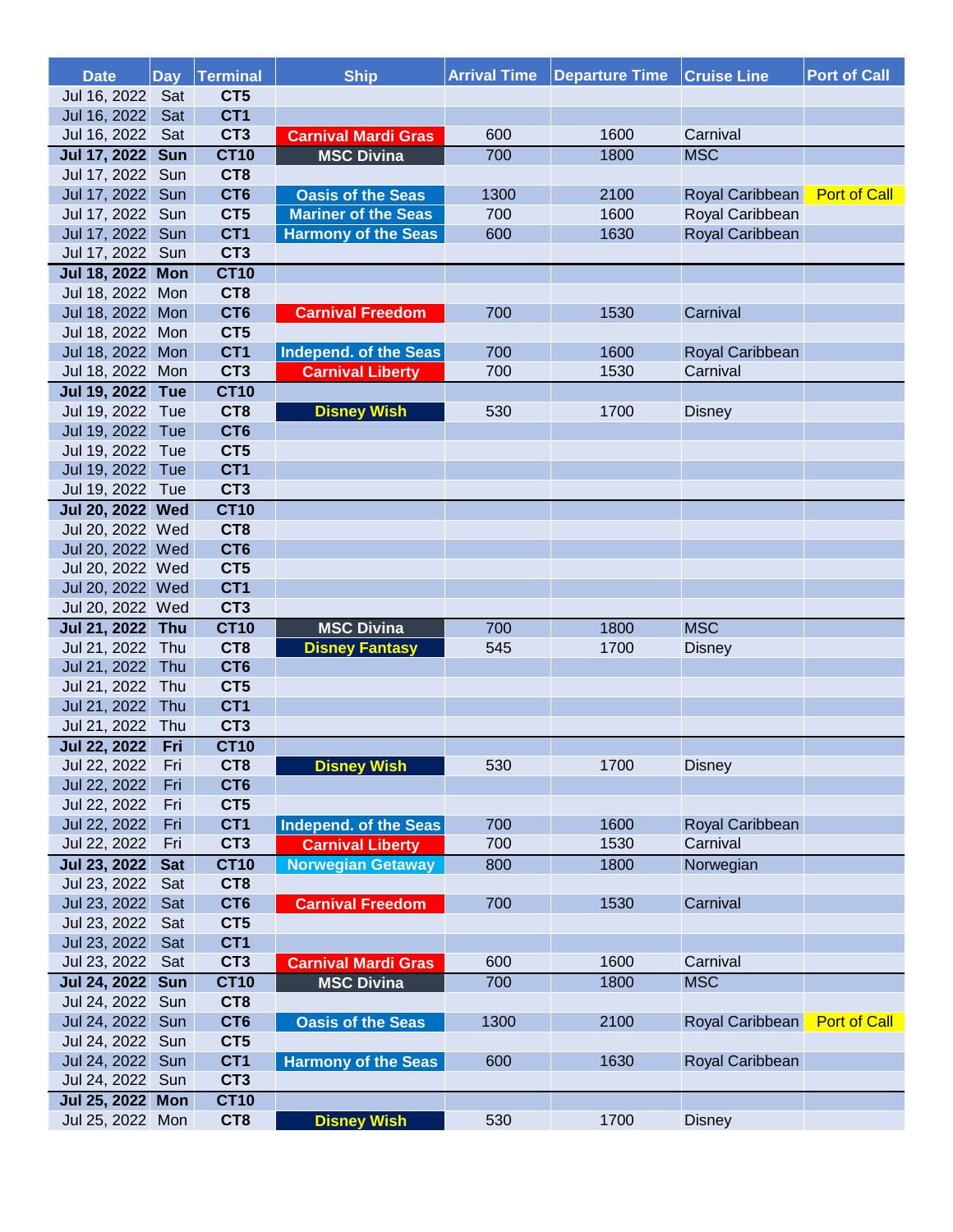| Date | Day | Terminal | Ship | Arrival Time | Departure Time | Cruise Line | Port of Call |
|---|---|---|---|---|---|---|---|
| Jul 16, 2022 | Sat | CT5 | | | | | |
| Jul 16, 2022 | Sat | CT1 | | | | | |
| Jul 16, 2022 | Sat | CT3 | Carnival Mardi Gras | 600 | 1600 | Carnival | |
| **Jul 17, 2022** | **Sun** | **CT10** | MSC Divina | 700 | 1800 | MSC | |
| Jul 17, 2022 | Sun | CT8 | | | | | |
| Jul 17, 2022 | Sun | CT6 | Oasis of the Seas | 1300 | 2100 | Royal Caribbean | Port of Call |
| Jul 17, 2022 | Sun | CT5 | Mariner of the Seas | 700 | 1600 | Royal Caribbean | |
| Jul 17, 2022 | Sun | CT1 | Harmony of the Seas | 600 | 1630 | Royal Caribbean | |
| Jul 17, 2022 | Sun | CT3 | | | | | |
| **Jul 18, 2022** | **Mon** | **CT10** | | | | | |
| Jul 18, 2022 | Mon | CT8 | | | | | |
| Jul 18, 2022 | Mon | CT6 | Carnival Freedom | 700 | 1530 | Carnival | |
| Jul 18, 2022 | Mon | CT5 | | | | | |
| Jul 18, 2022 | Mon | CT1 | Independ. of the Seas | 700 | 1600 | Royal Caribbean | |
| Jul 18, 2022 | Mon | CT3 | Carnival Liberty | 700 | 1530 | Carnival | |
| **Jul 19, 2022** | **Tue** | **CT10** | | | | | |
| Jul 19, 2022 | Tue | CT8 | Disney Wish | 530 | 1700 | Disney | |
| Jul 19, 2022 | Tue | CT6 | | | | | |
| Jul 19, 2022 | Tue | CT5 | | | | | |
| Jul 19, 2022 | Tue | CT1 | | | | | |
| Jul 19, 2022 | Tue | CT3 | | | | | |
| **Jul 20, 2022** | **Wed** | **CT10** | | | | | |
| Jul 20, 2022 | Wed | CT8 | | | | | |
| Jul 20, 2022 | Wed | CT6 | | | | | |
| Jul 20, 2022 | Wed | CT5 | | | | | |
| Jul 20, 2022 | Wed | CT1 | | | | | |
| Jul 20, 2022 | Wed | CT3 | | | | | |
| **Jul 21, 2022** | **Thu** | **CT10** | MSC Divina | 700 | 1800 | MSC | |
| Jul 21, 2022 | Thu | CT8 | Disney Fantasy | 545 | 1700 | Disney | |
| Jul 21, 2022 | Thu | CT6 | | | | | |
| Jul 21, 2022 | Thu | CT5 | | | | | |
| Jul 21, 2022 | Thu | CT1 | | | | | |
| Jul 21, 2022 | Thu | CT3 | | | | | |
| **Jul 22, 2022** | **Fri** | **CT10** | | | | | |
| Jul 22, 2022 | Fri | CT8 | Disney Wish | 530 | 1700 | Disney | |
| Jul 22, 2022 | Fri | CT6 | | | | | |
| Jul 22, 2022 | Fri | CT5 | | | | | |
| Jul 22, 2022 | Fri | CT1 | Independ. of the Seas | 700 | 1600 | Royal Caribbean | |
| Jul 22, 2022 | Fri | CT3 | Carnival Liberty | 700 | 1530 | Carnival | |
| **Jul 23, 2022** | **Sat** | **CT10** | Norwegian Getaway | 800 | 1800 | Norwegian | |
| Jul 23, 2022 | Sat | CT8 | | | | | |
| Jul 23, 2022 | Sat | CT6 | Carnival Freedom | 700 | 1530 | Carnival | |
| Jul 23, 2022 | Sat | CT5 | | | | | |
| Jul 23, 2022 | Sat | CT1 | | | | | |
| Jul 23, 2022 | Sat | CT3 | Carnival Mardi Gras | 600 | 1600 | Carnival | |
| **Jul 24, 2022** | **Sun** | **CT10** | MSC Divina | 700 | 1800 | MSC | |
| Jul 24, 2022 | Sun | CT8 | | | | | |
| Jul 24, 2022 | Sun | CT6 | Oasis of the Seas | 1300 | 2100 | Royal Caribbean | Port of Call |
| Jul 24, 2022 | Sun | CT5 | | | | | |
| Jul 24, 2022 | Sun | CT1 | Harmony of the Seas | 600 | 1630 | Royal Caribbean | |
| Jul 24, 2022 | Sun | CT3 | | | | | |
| **Jul 25, 2022** | **Mon** | **CT10** | | | | | |
| Jul 25, 2022 | Mon | CT8 | Disney Wish | 530 | 1700 | Disney | |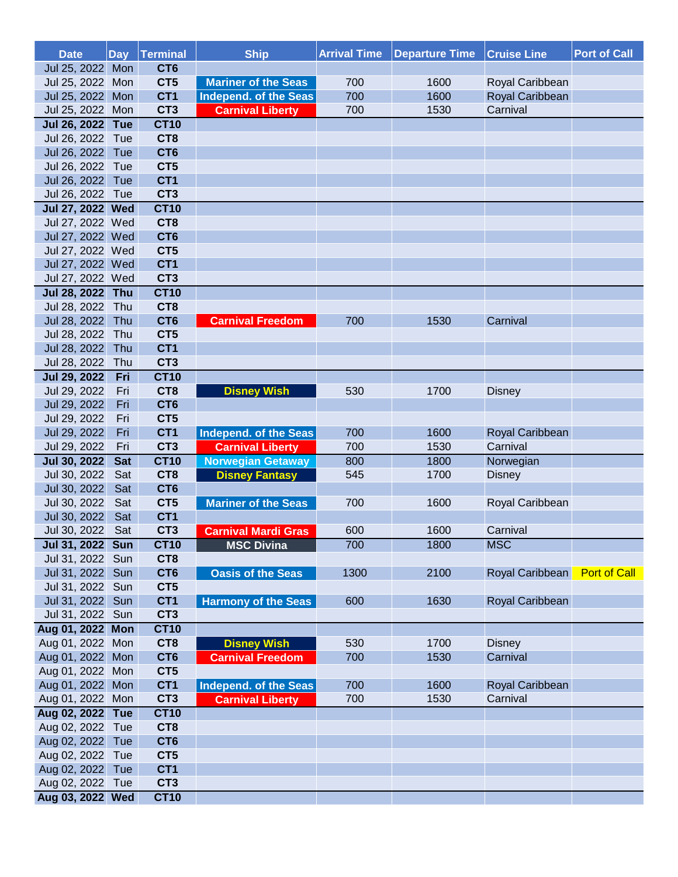| Date | Day | Terminal | Ship | Arrival Time | Departure Time | Cruise Line | Port of Call |
|---|---|---|---|---|---|---|---|
| Jul 25, 2022 | Mon | CT6 | | | | | |
| Jul 25, 2022 | Mon | CT5 | Mariner of the Seas | 700 | 1600 | Royal Caribbean | |
| Jul 25, 2022 | Mon | CT1 | Independ. of the Seas | 700 | 1600 | Royal Caribbean | |
| Jul 25, 2022 | Mon | CT3 | Carnival Liberty | 700 | 1530 | Carnival | |
| **Jul 26, 2022** | **Tue** | **CT10** | | | | | |
| Jul 26, 2022 | Tue | CT8 | | | | | |
| Jul 26, 2022 | Tue | CT6 | | | | | |
| Jul 26, 2022 | Tue | CT5 | | | | | |
| Jul 26, 2022 | Tue | CT1 | | | | | |
| Jul 26, 2022 | Tue | CT3 | | | | | |
| **Jul 27, 2022** | **Wed** | **CT10** | | | | | |
| Jul 27, 2022 | Wed | CT8 | | | | | |
| Jul 27, 2022 | Wed | CT6 | | | | | |
| Jul 27, 2022 | Wed | CT5 | | | | | |
| Jul 27, 2022 | Wed | CT1 | | | | | |
| Jul 27, 2022 | Wed | CT3 | | | | | |
| **Jul 28, 2022** | **Thu** | **CT10** | | | | | |
| Jul 28, 2022 | Thu | CT8 | | | | | |
| Jul 28, 2022 | Thu | CT6 | Carnival Freedom | 700 | 1530 | Carnival | |
| Jul 28, 2022 | Thu | CT5 | | | | | |
| Jul 28, 2022 | Thu | CT1 | | | | | |
| Jul 28, 2022 | Thu | CT3 | | | | | |
| **Jul 29, 2022** | **Fri** | **CT10** | | | | | |
| Jul 29, 2022 | Fri | CT8 | Disney Wish | 530 | 1700 | Disney | |
| Jul 29, 2022 | Fri | CT6 | | | | | |
| Jul 29, 2022 | Fri | CT5 | | | | | |
| Jul 29, 2022 | Fri | CT1 | Independ. of the Seas | 700 | 1600 | Royal Caribbean | |
| Jul 29, 2022 | Fri | CT3 | Carnival Liberty | 700 | 1530 | Carnival | |
| **Jul 30, 2022** | **Sat** | **CT10** | Norwegian Getaway | 800 | 1800 | Norwegian | |
| Jul 30, 2022 | Sat | CT8 | Disney Fantasy | 545 | 1700 | Disney | |
| Jul 30, 2022 | Sat | CT6 | | | | | |
| Jul 30, 2022 | Sat | CT5 | Mariner of the Seas | 700 | 1600 | Royal Caribbean | |
| Jul 30, 2022 | Sat | CT1 | | | | | |
| Jul 30, 2022 | Sat | CT3 | Carnival Mardi Gras | 600 | 1600 | Carnival | |
| **Jul 31, 2022** | **Sun** | **CT10** | MSC Divina | 700 | 1800 | MSC | |
| Jul 31, 2022 | Sun | CT8 | | | | | |
| Jul 31, 2022 | Sun | CT6 | Oasis of the Seas | 1300 | 2100 | Royal Caribbean | Port of Call |
| Jul 31, 2022 | Sun | CT5 | | | | | |
| Jul 31, 2022 | Sun | CT1 | Harmony of the Seas | 600 | 1630 | Royal Caribbean | |
| Jul 31, 2022 | Sun | CT3 | | | | | |
| **Aug 01, 2022** | **Mon** | **CT10** | | | | | |
| Aug 01, 2022 | Mon | CT8 | Disney Wish | 530 | 1700 | Disney | |
| Aug 01, 2022 | Mon | CT6 | Carnival Freedom | 700 | 1530 | Carnival | |
| Aug 01, 2022 | Mon | CT5 | | | | | |
| Aug 01, 2022 | Mon | CT1 | Independ. of the Seas | 700 | 1600 | Royal Caribbean | |
| Aug 01, 2022 | Mon | CT3 | Carnival Liberty | 700 | 1530 | Carnival | |
| **Aug 02, 2022** | **Tue** | **CT10** | | | | | |
| Aug 02, 2022 | Tue | CT8 | | | | | |
| Aug 02, 2022 | Tue | CT6 | | | | | |
| Aug 02, 2022 | Tue | CT5 | | | | | |
| Aug 02, 2022 | Tue | CT1 | | | | | |
| Aug 02, 2022 | Tue | CT3 | | | | | |
| **Aug 03, 2022** | **Wed** | **CT10** | | | | | |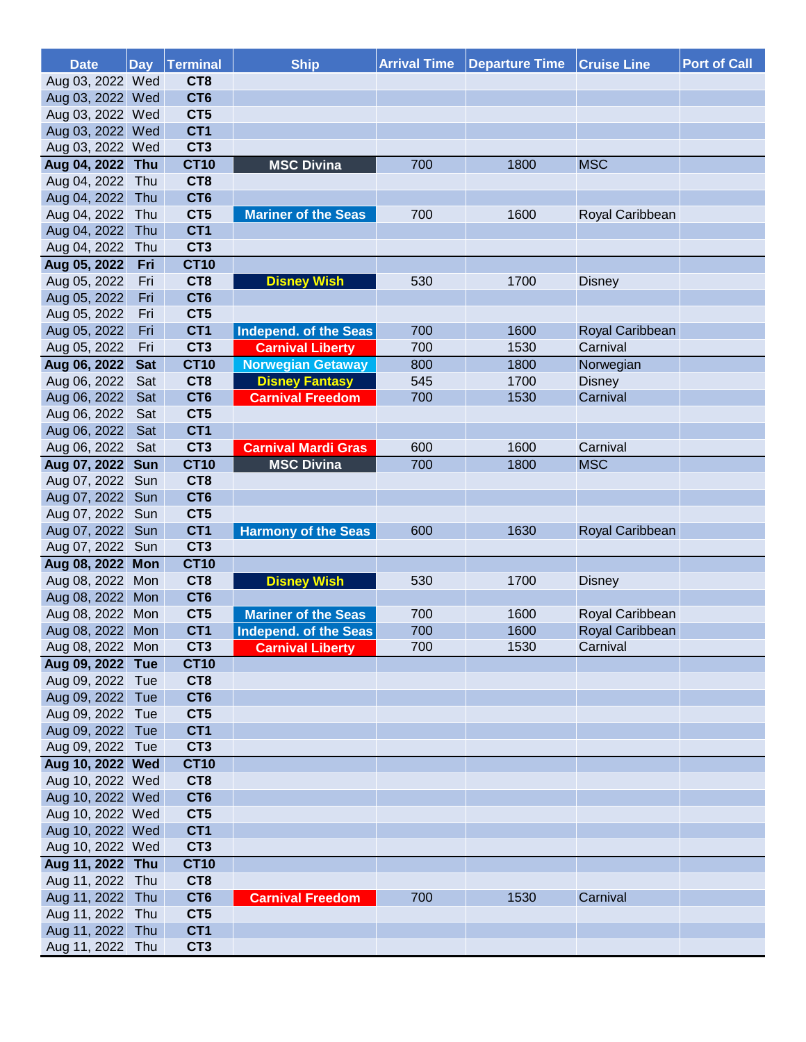| Date | Day | Terminal | Ship | Arrival Time | Departure Time | Cruise Line | Port of Call |
|---|---|---|---|---|---|---|---|
| Aug 03, 2022 | Wed | CT8 | | | | | |
| Aug 03, 2022 | Wed | CT6 | | | | | |
| Aug 03, 2022 | Wed | CT5 | | | | | |
| Aug 03, 2022 | Wed | CT1 | | | | | |
| Aug 03, 2022 | Wed | CT3 | | | | | |
| **Aug 04, 2022** | **Thu** | **CT10** | **MSC Divina** | 700 | 1800 | MSC | |
| Aug 04, 2022 | Thu | CT8 | | | | | |
| Aug 04, 2022 | Thu | CT6 | | | | | |
| Aug 04, 2022 | Thu | CT5 | **Mariner of the Seas** | 700 | 1600 | Royal Caribbean | |
| Aug 04, 2022 | Thu | CT1 | | | | | |
| Aug 04, 2022 | Thu | CT3 | | | | | |
| **Aug 05, 2022** | **Fri** | **CT10** | | | | | |
| Aug 05, 2022 | Fri | CT8 | **Disney Wish** | 530 | 1700 | Disney | |
| Aug 05, 2022 | Fri | CT6 | | | | | |
| Aug 05, 2022 | Fri | CT5 | | | | | |
| Aug 05, 2022 | Fri | CT1 | **Independ. of the Seas** | 700 | 1600 | Royal Caribbean | |
| Aug 05, 2022 | Fri | CT3 | **Carnival Liberty** | 700 | 1530 | Carnival | |
| **Aug 06, 2022** | **Sat** | **CT10** | **Norwegian Getaway** | 800 | 1800 | Norwegian | |
| Aug 06, 2022 | Sat | CT8 | **Disney Fantasy** | 545 | 1700 | Disney | |
| Aug 06, 2022 | Sat | CT6 | **Carnival Freedom** | 700 | 1530 | Carnival | |
| Aug 06, 2022 | Sat | CT5 | | | | | |
| Aug 06, 2022 | Sat | CT1 | | | | | |
| Aug 06, 2022 | Sat | CT3 | **Carnival Mardi Gras** | 600 | 1600 | Carnival | |
| **Aug 07, 2022** | **Sun** | **CT10** | **MSC Divina** | 700 | 1800 | MSC | |
| Aug 07, 2022 | Sun | CT8 | | | | | |
| Aug 07, 2022 | Sun | CT6 | | | | | |
| Aug 07, 2022 | Sun | CT5 | | | | | |
| Aug 07, 2022 | Sun | CT1 | **Harmony of the Seas** | 600 | 1630 | Royal Caribbean | |
| Aug 07, 2022 | Sun | CT3 | | | | | |
| **Aug 08, 2022** | **Mon** | **CT10** | | | | | |
| Aug 08, 2022 | Mon | CT8 | **Disney Wish** | 530 | 1700 | Disney | |
| Aug 08, 2022 | Mon | CT6 | | | | | |
| Aug 08, 2022 | Mon | CT5 | **Mariner of the Seas** | 700 | 1600 | Royal Caribbean | |
| Aug 08, 2022 | Mon | CT1 | **Independ. of the Seas** | 700 | 1600 | Royal Caribbean | |
| Aug 08, 2022 | Mon | CT3 | **Carnival Liberty** | 700 | 1530 | Carnival | |
| **Aug 09, 2022** | **Tue** | **CT10** | | | | | |
| Aug 09, 2022 | Tue | CT8 | | | | | |
| Aug 09, 2022 | Tue | CT6 | | | | | |
| Aug 09, 2022 | Tue | CT5 | | | | | |
| Aug 09, 2022 | Tue | CT1 | | | | | |
| Aug 09, 2022 | Tue | CT3 | | | | | |
| **Aug 10, 2022** | **Wed** | **CT10** | | | | | |
| Aug 10, 2022 | Wed | CT8 | | | | | |
| Aug 10, 2022 | Wed | CT6 | | | | | |
| Aug 10, 2022 | Wed | CT5 | | | | | |
| Aug 10, 2022 | Wed | CT1 | | | | | |
| Aug 10, 2022 | Wed | CT3 | | | | | |
| **Aug 11, 2022** | **Thu** | **CT10** | | | | | |
| Aug 11, 2022 | Thu | CT8 | | | | | |
| Aug 11, 2022 | Thu | CT6 | **Carnival Freedom** | 700 | 1530 | Carnival | |
| Aug 11, 2022 | Thu | CT5 | | | | | |
| Aug 11, 2022 | Thu | CT1 | | | | | |
| Aug 11, 2022 | Thu | CT3 | | | | | |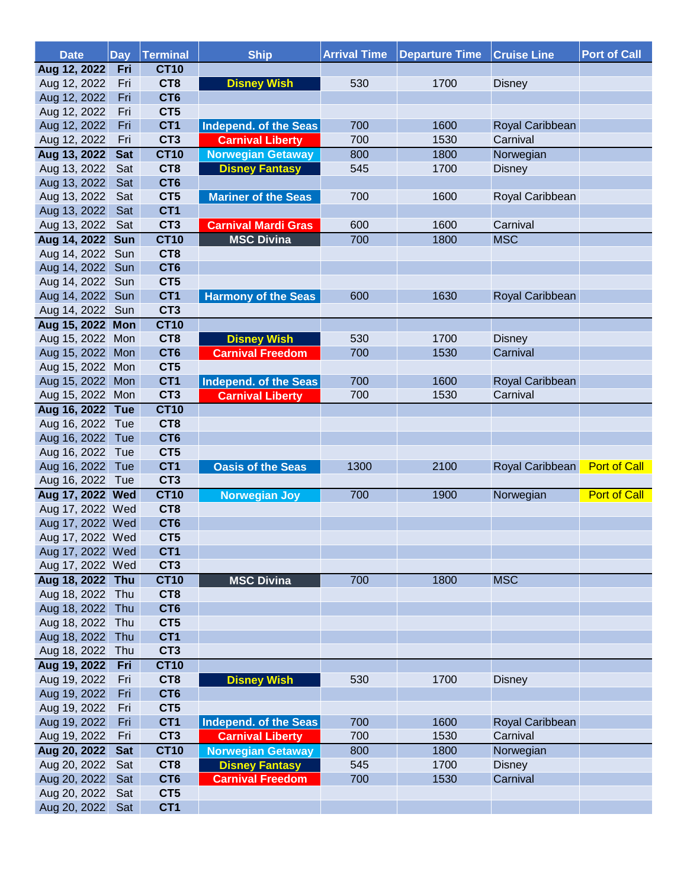| Date | Day | Terminal | Ship | Arrival Time | Departure Time | Cruise Line | Port of Call |
|---|---|---|---|---|---|---|---|
| **Aug 12, 2022** | **Fri** | **CT10** | | | | | |
| Aug 12, 2022 | Fri | CT8 | Disney Wish | 530 | 1700 | Disney | |
| Aug 12, 2022 | Fri | CT6 | | | | | |
| Aug 12, 2022 | Fri | CT5 | | | | | |
| Aug 12, 2022 | Fri | CT1 | Independ. of the Seas | 700 | 1600 | Royal Caribbean | |
| Aug 12, 2022 | Fri | CT3 | Carnival Liberty | 700 | 1530 | Carnival | |
| **Aug 13, 2022** | **Sat** | **CT10** | Norwegian Getaway | 800 | 1800 | Norwegian | |
| Aug 13, 2022 | Sat | CT8 | Disney Fantasy | 545 | 1700 | Disney | |
| Aug 13, 2022 | Sat | CT6 | | | | | |
| Aug 13, 2022 | Sat | CT5 | Mariner of the Seas | 700 | 1600 | Royal Caribbean | |
| Aug 13, 2022 | Sat | CT1 | | | | | |
| Aug 13, 2022 | Sat | CT3 | Carnival Mardi Gras | 600 | 1600 | Carnival | |
| **Aug 14, 2022** | **Sun** | **CT10** | MSC Divina | 700 | 1800 | MSC | |
| Aug 14, 2022 | Sun | CT8 | | | | | |
| Aug 14, 2022 | Sun | CT6 | | | | | |
| Aug 14, 2022 | Sun | CT5 | | | | | |
| Aug 14, 2022 | Sun | CT1 | Harmony of the Seas | 600 | 1630 | Royal Caribbean | |
| Aug 14, 2022 | Sun | CT3 | | | | | |
| **Aug 15, 2022** | **Mon** | **CT10** | | | | | |
| Aug 15, 2022 | Mon | CT8 | Disney Wish | 530 | 1700 | Disney | |
| Aug 15, 2022 | Mon | CT6 | Carnival Freedom | 700 | 1530 | Carnival | |
| Aug 15, 2022 | Mon | CT5 | | | | | |
| Aug 15, 2022 | Mon | CT1 | Independ. of the Seas | 700 | 1600 | Royal Caribbean | |
| Aug 15, 2022 | Mon | CT3 | Carnival Liberty | 700 | 1530 | Carnival | |
| **Aug 16, 2022** | **Tue** | **CT10** | | | | | |
| Aug 16, 2022 | Tue | CT8 | | | | | |
| Aug 16, 2022 | Tue | CT6 | | | | | |
| Aug 16, 2022 | Tue | CT5 | | | | | |
| Aug 16, 2022 | Tue | CT1 | Oasis of the Seas | 1300 | 2100 | Royal Caribbean | Port of Call |
| Aug 16, 2022 | Tue | CT3 | | | | | |
| **Aug 17, 2022** | **Wed** | **CT10** | Norwegian Joy | 700 | 1900 | Norwegian | Port of Call |
| Aug 17, 2022 | Wed | CT8 | | | | | |
| Aug 17, 2022 | Wed | CT6 | | | | | |
| Aug 17, 2022 | Wed | CT5 | | | | | |
| Aug 17, 2022 | Wed | CT1 | | | | | |
| Aug 17, 2022 | Wed | CT3 | | | | | |
| **Aug 18, 2022** | **Thu** | **CT10** | MSC Divina | 700 | 1800 | MSC | |
| Aug 18, 2022 | Thu | CT8 | | | | | |
| Aug 18, 2022 | Thu | CT6 | | | | | |
| Aug 18, 2022 | Thu | CT5 | | | | | |
| Aug 18, 2022 | Thu | CT1 | | | | | |
| Aug 18, 2022 | Thu | CT3 | | | | | |
| **Aug 19, 2022** | **Fri** | **CT10** | | | | | |
| Aug 19, 2022 | Fri | CT8 | Disney Wish | 530 | 1700 | Disney | |
| Aug 19, 2022 | Fri | CT6 | | | | | |
| Aug 19, 2022 | Fri | CT5 | | | | | |
| Aug 19, 2022 | Fri | CT1 | Independ. of the Seas | 700 | 1600 | Royal Caribbean | |
| Aug 19, 2022 | Fri | CT3 | Carnival Liberty | 700 | 1530 | Carnival | |
| **Aug 20, 2022** | **Sat** | **CT10** | Norwegian Getaway | 800 | 1800 | Norwegian | |
| Aug 20, 2022 | Sat | CT8 | Disney Fantasy | 545 | 1700 | Disney | |
| Aug 20, 2022 | Sat | CT6 | Carnival Freedom | 700 | 1530 | Carnival | |
| Aug 20, 2022 | Sat | CT5 | | | | | |
| Aug 20, 2022 | Sat | CT1 | | | | | |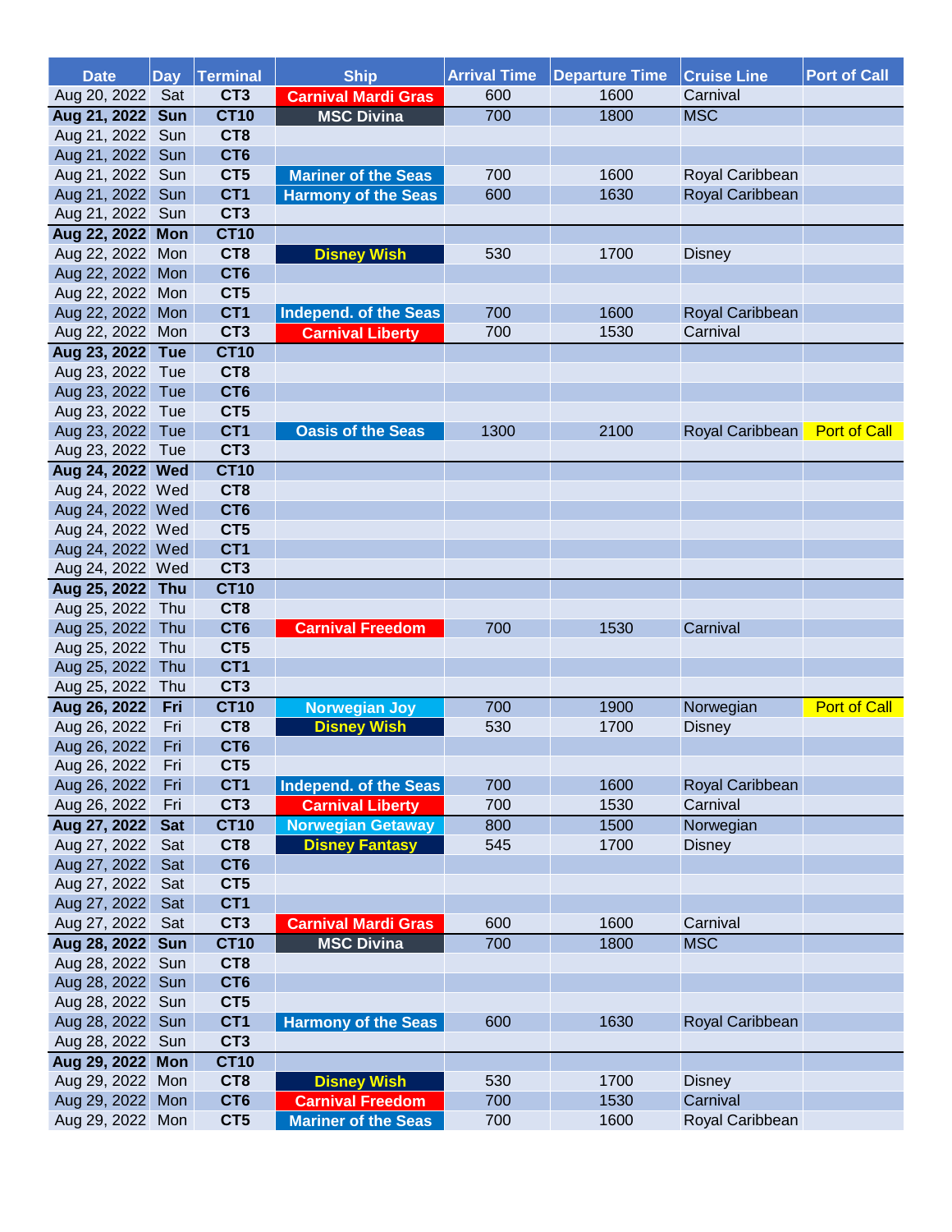| Date | Day | Terminal | Ship | Arrival Time | Departure Time | Cruise Line | Port of Call |
|---|---|---|---|---|---|---|---|
| Aug 20, 2022 | Sat | CT3 | Carnival Mardi Gras | 600 | 1600 | Carnival | |
| **Aug 21, 2022** | **Sun** | **CT10** | MSC Divina | 700 | 1800 | MSC | |
| Aug 21, 2022 | Sun | CT8 | | | | | |
| Aug 21, 2022 | Sun | CT6 | | | | | |
| Aug 21, 2022 | Sun | CT5 | Mariner of the Seas | 700 | 1600 | Royal Caribbean | |
| Aug 21, 2022 | Sun | CT1 | Harmony of the Seas | 600 | 1630 | Royal Caribbean | |
| Aug 21, 2022 | Sun | CT3 | | | | | |
| **Aug 22, 2022** | **Mon** | **CT10** | | | | | |
| Aug 22, 2022 | Mon | CT8 | Disney Wish | 530 | 1700 | Disney | |
| Aug 22, 2022 | Mon | CT6 | | | | | |
| Aug 22, 2022 | Mon | CT5 | | | | | |
| Aug 22, 2022 | Mon | CT1 | Independ. of the Seas | 700 | 1600 | Royal Caribbean | |
| Aug 22, 2022 | Mon | CT3 | Carnival Liberty | 700 | 1530 | Carnival | |
| **Aug 23, 2022** | **Tue** | **CT10** | | | | | |
| Aug 23, 2022 | Tue | CT8 | | | | | |
| Aug 23, 2022 | Tue | CT6 | | | | | |
| Aug 23, 2022 | Tue | CT5 | | | | | |
| Aug 23, 2022 | Tue | CT1 | Oasis of the Seas | 1300 | 2100 | Royal Caribbean | Port of Call |
| Aug 23, 2022 | Tue | CT3 | | | | | |
| **Aug 24, 2022** | **Wed** | **CT10** | | | | | |
| Aug 24, 2022 | Wed | CT8 | | | | | |
| Aug 24, 2022 | Wed | CT6 | | | | | |
| Aug 24, 2022 | Wed | CT5 | | | | | |
| Aug 24, 2022 | Wed | CT1 | | | | | |
| Aug 24, 2022 | Wed | CT3 | | | | | |
| **Aug 25, 2022** | **Thu** | **CT10** | | | | | |
| Aug 25, 2022 | Thu | CT8 | | | | | |
| Aug 25, 2022 | Thu | CT6 | Carnival Freedom | 700 | 1530 | Carnival | |
| Aug 25, 2022 | Thu | CT5 | | | | | |
| Aug 25, 2022 | Thu | CT1 | | | | | |
| Aug 25, 2022 | Thu | CT3 | | | | | |
| **Aug 26, 2022** | **Fri** | **CT10** | Norwegian Joy | 700 | 1900 | Norwegian | Port of Call |
| Aug 26, 2022 | Fri | CT8 | Disney Wish | 530 | 1700 | Disney | |
| Aug 26, 2022 | Fri | CT6 | | | | | |
| Aug 26, 2022 | Fri | CT5 | | | | | |
| Aug 26, 2022 | Fri | CT1 | Independ. of the Seas | 700 | 1600 | Royal Caribbean | |
| Aug 26, 2022 | Fri | CT3 | Carnival Liberty | 700 | 1530 | Carnival | |
| **Aug 27, 2022** | **Sat** | **CT10** | Norwegian Getaway | 800 | 1500 | Norwegian | |
| Aug 27, 2022 | Sat | CT8 | Disney Fantasy | 545 | 1700 | Disney | |
| Aug 27, 2022 | Sat | CT6 | | | | | |
| Aug 27, 2022 | Sat | CT5 | | | | | |
| Aug 27, 2022 | Sat | CT1 | | | | | |
| Aug 27, 2022 | Sat | CT3 | Carnival Mardi Gras | 600 | 1600 | Carnival | |
| **Aug 28, 2022** | **Sun** | **CT10** | MSC Divina | 700 | 1800 | MSC | |
| Aug 28, 2022 | Sun | CT8 | | | | | |
| Aug 28, 2022 | Sun | CT6 | | | | | |
| Aug 28, 2022 | Sun | CT5 | | | | | |
| Aug 28, 2022 | Sun | CT1 | Harmony of the Seas | 600 | 1630 | Royal Caribbean | |
| Aug 28, 2022 | Sun | CT3 | | | | | |
| **Aug 29, 2022** | **Mon** | **CT10** | | | | | |
| Aug 29, 2022 | Mon | CT8 | Disney Wish | 530 | 1700 | Disney | |
| Aug 29, 2022 | Mon | CT6 | Carnival Freedom | 700 | 1530 | Carnival | |
| Aug 29, 2022 | Mon | CT5 | Mariner of the Seas | 700 | 1600 | Royal Caribbean | |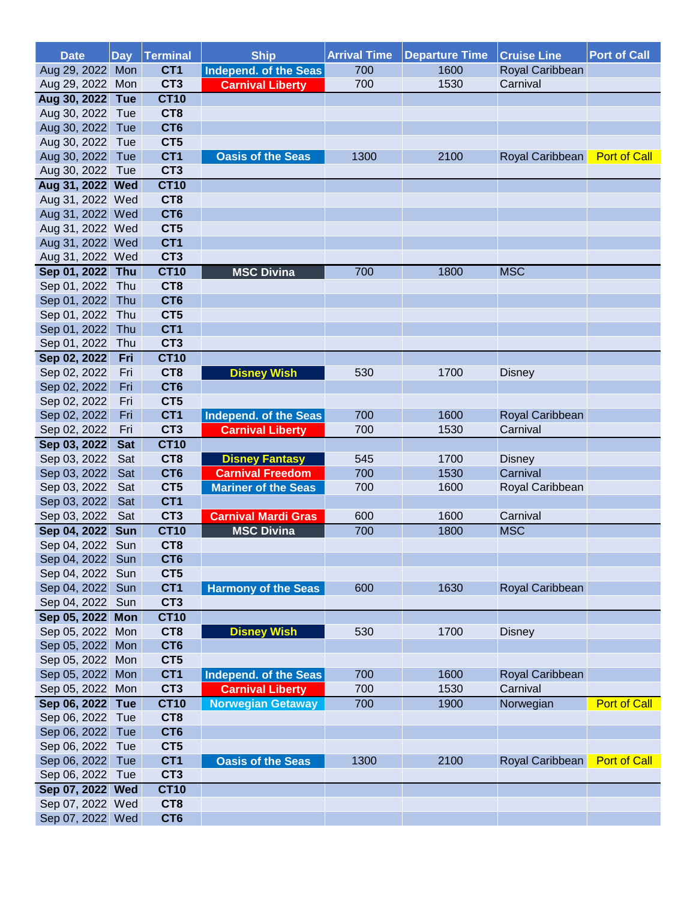| Date | Day | Terminal | Ship | Arrival Time | Departure Time | Cruise Line | Port of Call |
|---|---|---|---|---|---|---|---|
| Aug 29, 2022 | Mon | CT1 | Independ. of the Seas | 700 | 1600 | Royal Caribbean | |
| Aug 29, 2022 | Mon | CT3 | Carnival Liberty | 700 | 1530 | Carnival | |
| **Aug 30, 2022** | **Tue** | **CT10** | | | | | |
| Aug 30, 2022 | Tue | CT8 | | | | | |
| Aug 30, 2022 | Tue | CT6 | | | | | |
| Aug 30, 2022 | Tue | CT5 | | | | | |
| Aug 30, 2022 | Tue | CT1 | Oasis of the Seas | 1300 | 2100 | Royal Caribbean | Port of Call |
| Aug 30, 2022 | Tue | CT3 | | | | | |
| **Aug 31, 2022** | **Wed** | **CT10** | | | | | |
| Aug 31, 2022 | Wed | CT8 | | | | | |
| Aug 31, 2022 | Wed | CT6 | | | | | |
| Aug 31, 2022 | Wed | CT5 | | | | | |
| Aug 31, 2022 | Wed | CT1 | | | | | |
| Aug 31, 2022 | Wed | CT3 | | | | | |
| **Sep 01, 2022** | **Thu** | **CT10** | MSC Divina | 700 | 1800 | MSC | |
| Sep 01, 2022 | Thu | CT8 | | | | | |
| Sep 01, 2022 | Thu | CT6 | | | | | |
| Sep 01, 2022 | Thu | CT5 | | | | | |
| Sep 01, 2022 | Thu | CT1 | | | | | |
| Sep 01, 2022 | Thu | CT3 | | | | | |
| **Sep 02, 2022** | **Fri** | **CT10** | | | | | |
| Sep 02, 2022 | Fri | CT8 | Disney Wish | 530 | 1700 | Disney | |
| Sep 02, 2022 | Fri | CT6 | | | | | |
| Sep 02, 2022 | Fri | CT5 | | | | | |
| Sep 02, 2022 | Fri | CT1 | Independ. of the Seas | 700 | 1600 | Royal Caribbean | |
| Sep 02, 2022 | Fri | CT3 | Carnival Liberty | 700 | 1530 | Carnival | |
| **Sep 03, 2022** | **Sat** | **CT10** | | | | | |
| Sep 03, 2022 | Sat | CT8 | Disney Fantasy | 545 | 1700 | Disney | |
| Sep 03, 2022 | Sat | CT6 | Carnival Freedom | 700 | 1530 | Carnival | |
| Sep 03, 2022 | Sat | CT5 | Mariner of the Seas | 700 | 1600 | Royal Caribbean | |
| Sep 03, 2022 | Sat | CT1 | | | | | |
| Sep 03, 2022 | Sat | CT3 | Carnival Mardi Gras | 600 | 1600 | Carnival | |
| **Sep 04, 2022** | **Sun** | **CT10** | MSC Divina | 700 | 1800 | MSC | |
| Sep 04, 2022 | Sun | CT8 | | | | | |
| Sep 04, 2022 | Sun | CT6 | | | | | |
| Sep 04, 2022 | Sun | CT5 | | | | | |
| Sep 04, 2022 | Sun | CT1 | Harmony of the Seas | 600 | 1630 | Royal Caribbean | |
| Sep 04, 2022 | Sun | CT3 | | | | | |
| **Sep 05, 2022** | **Mon** | **CT10** | | | | | |
| Sep 05, 2022 | Mon | CT8 | Disney Wish | 530 | 1700 | Disney | |
| Sep 05, 2022 | Mon | CT6 | | | | | |
| Sep 05, 2022 | Mon | CT5 | | | | | |
| Sep 05, 2022 | Mon | CT1 | Independ. of the Seas | 700 | 1600 | Royal Caribbean | |
| Sep 05, 2022 | Mon | CT3 | Carnival Liberty | 700 | 1530 | Carnival | |
| **Sep 06, 2022** | **Tue** | **CT10** | Norwegian Getaway | 700 | 1900 | Norwegian | Port of Call |
| Sep 06, 2022 | Tue | CT8 | | | | | |
| Sep 06, 2022 | Tue | CT6 | | | | | |
| Sep 06, 2022 | Tue | CT5 | | | | | |
| Sep 06, 2022 | Tue | CT1 | Oasis of the Seas | 1300 | 2100 | Royal Caribbean | Port of Call |
| Sep 06, 2022 | Tue | CT3 | | | | | |
| **Sep 07, 2022** | **Wed** | **CT10** | | | | | |
| Sep 07, 2022 | Wed | CT8 | | | | | |
| Sep 07, 2022 | Wed | CT6 | | | | | |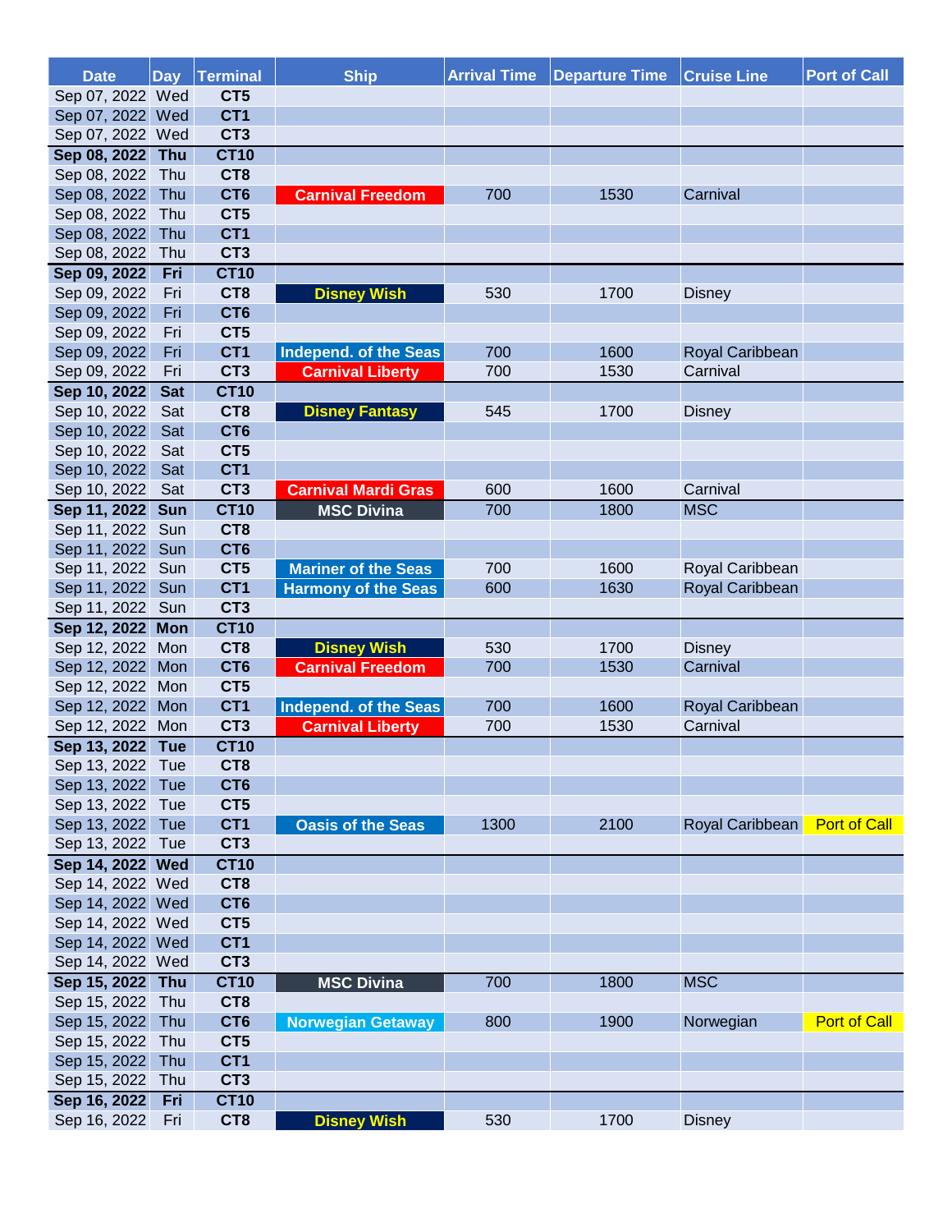| Date | Day | Terminal | Ship | Arrival Time | Departure Time | Cruise Line | Port of Call |
|---|---|---|---|---|---|---|---|
| Sep 07, 2022 | Wed | CT5 | | | | | |
| Sep 07, 2022 | Wed | CT1 | | | | | |
| Sep 07, 2022 | Wed | CT3 | | | | | |
| **Sep 08, 2022** | **Thu** | **CT10** | | | | | |
| Sep 08, 2022 | Thu | CT8 | | | | | |
| Sep 08, 2022 | Thu | CT6 | Carnival Freedom | 700 | 1530 | Carnival | |
| Sep 08, 2022 | Thu | CT5 | | | | | |
| Sep 08, 2022 | Thu | CT1 | | | | | |
| Sep 08, 2022 | Thu | CT3 | | | | | |
| **Sep 09, 2022** | **Fri** | **CT10** | | | | | |
| Sep 09, 2022 | Fri | CT8 | Disney Wish | 530 | 1700 | Disney | |
| Sep 09, 2022 | Fri | CT6 | | | | | |
| Sep 09, 2022 | Fri | CT5 | | | | | |
| Sep 09, 2022 | Fri | CT1 | Independ. of the Seas | 700 | 1600 | Royal Caribbean | |
| Sep 09, 2022 | Fri | CT3 | Carnival Liberty | 700 | 1530 | Carnival | |
| **Sep 10, 2022** | **Sat** | **CT10** | | | | | |
| Sep 10, 2022 | Sat | CT8 | Disney Fantasy | 545 | 1700 | Disney | |
| Sep 10, 2022 | Sat | CT6 | | | | | |
| Sep 10, 2022 | Sat | CT5 | | | | | |
| Sep 10, 2022 | Sat | CT1 | | | | | |
| Sep 10, 2022 | Sat | CT3 | Carnival Mardi Gras | 600 | 1600 | Carnival | |
| **Sep 11, 2022** | **Sun** | **CT10** | MSC Divina | 700 | 1800 | MSC | |
| Sep 11, 2022 | Sun | CT8 | | | | | |
| Sep 11, 2022 | Sun | CT6 | | | | | |
| Sep 11, 2022 | Sun | CT5 | Mariner of the Seas | 700 | 1600 | Royal Caribbean | |
| Sep 11, 2022 | Sun | CT1 | Harmony of the Seas | 600 | 1630 | Royal Caribbean | |
| Sep 11, 2022 | Sun | CT3 | | | | | |
| **Sep 12, 2022** | **Mon** | **CT10** | | | | | |
| Sep 12, 2022 | Mon | CT8 | Disney Wish | 530 | 1700 | Disney | |
| Sep 12, 2022 | Mon | CT6 | Carnival Freedom | 700 | 1530 | Carnival | |
| Sep 12, 2022 | Mon | CT5 | | | | | |
| Sep 12, 2022 | Mon | CT1 | Independ. of the Seas | 700 | 1600 | Royal Caribbean | |
| Sep 12, 2022 | Mon | CT3 | Carnival Liberty | 700 | 1530 | Carnival | |
| **Sep 13, 2022** | **Tue** | **CT10** | | | | | |
| Sep 13, 2022 | Tue | CT8 | | | | | |
| Sep 13, 2022 | Tue | CT6 | | | | | |
| Sep 13, 2022 | Tue | CT5 | | | | | |
| Sep 13, 2022 | Tue | CT1 | Oasis of the Seas | 1300 | 2100 | Royal Caribbean | Port of Call |
| Sep 13, 2022 | Tue | CT3 | | | | | |
| **Sep 14, 2022** | **Wed** | **CT10** | | | | | |
| Sep 14, 2022 | Wed | CT8 | | | | | |
| Sep 14, 2022 | Wed | CT6 | | | | | |
| Sep 14, 2022 | Wed | CT5 | | | | | |
| Sep 14, 2022 | Wed | CT1 | | | | | |
| Sep 14, 2022 | Wed | CT3 | | | | | |
| **Sep 15, 2022** | **Thu** | **CT10** | MSC Divina | 700 | 1800 | MSC | |
| Sep 15, 2022 | Thu | CT8 | | | | | |
| Sep 15, 2022 | Thu | CT6 | Norwegian Getaway | 800 | 1900 | Norwegian | Port of Call |
| Sep 15, 2022 | Thu | CT5 | | | | | |
| Sep 15, 2022 | Thu | CT1 | | | | | |
| Sep 15, 2022 | Thu | CT3 | | | | | |
| **Sep 16, 2022** | **Fri** | **CT10** | | | | | |
| Sep 16, 2022 | Fri | CT8 | Disney Wish | 530 | 1700 | Disney | |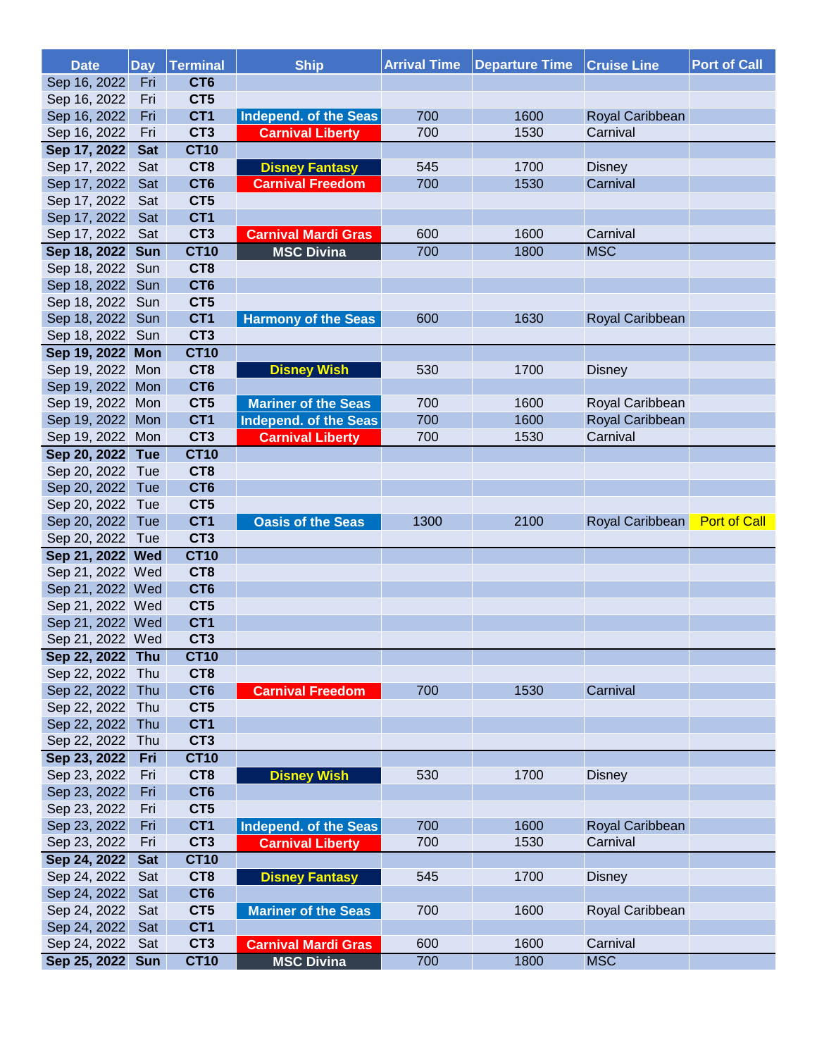| Date | Day | Terminal | Ship | Arrival Time | Departure Time | Cruise Line | Port of Call |
|---|---|---|---|---|---|---|---|
| Sep 16, 2022 | Fri | CT6 | | | | | |
| Sep 16, 2022 | Fri | CT5 | | | | | |
| Sep 16, 2022 | Fri | CT1 | Independ. of the Seas | 700 | 1600 | Royal Caribbean | |
| Sep 16, 2022 | Fri | CT3 | Carnival Liberty | 700 | 1530 | Carnival | |
| **Sep 17, 2022** | **Sat** | **CT10** | | | | | |
| Sep 17, 2022 | Sat | CT8 | Disney Fantasy | 545 | 1700 | Disney | |
| Sep 17, 2022 | Sat | CT6 | Carnival Freedom | 700 | 1530 | Carnival | |
| Sep 17, 2022 | Sat | CT5 | | | | | |
| Sep 17, 2022 | Sat | CT1 | | | | | |
| Sep 17, 2022 | Sat | CT3 | Carnival Mardi Gras | 600 | 1600 | Carnival | |
| **Sep 18, 2022** | **Sun** | **CT10** | MSC Divina | 700 | 1800 | MSC | |
| Sep 18, 2022 | Sun | CT8 | | | | | |
| Sep 18, 2022 | Sun | CT6 | | | | | |
| Sep 18, 2022 | Sun | CT5 | | | | | |
| Sep 18, 2022 | Sun | CT1 | Harmony of the Seas | 600 | 1630 | Royal Caribbean | |
| Sep 18, 2022 | Sun | CT3 | | | | | |
| **Sep 19, 2022** | **Mon** | **CT10** | | | | | |
| Sep 19, 2022 | Mon | CT8 | Disney Wish | 530 | 1700 | Disney | |
| Sep 19, 2022 | Mon | CT6 | | | | | |
| Sep 19, 2022 | Mon | CT5 | Mariner of the Seas | 700 | 1600 | Royal Caribbean | |
| Sep 19, 2022 | Mon | CT1 | Independ. of the Seas | 700 | 1600 | Royal Caribbean | |
| Sep 19, 2022 | Mon | CT3 | Carnival Liberty | 700 | 1530 | Carnival | |
| **Sep 20, 2022** | **Tue** | **CT10** | | | | | |
| Sep 20, 2022 | Tue | CT8 | | | | | |
| Sep 20, 2022 | Tue | CT6 | | | | | |
| Sep 20, 2022 | Tue | CT5 | | | | | |
| Sep 20, 2022 | Tue | CT1 | Oasis of the Seas | 1300 | 2100 | Royal Caribbean | Port of Call |
| Sep 20, 2022 | Tue | CT3 | | | | | |
| **Sep 21, 2022** | **Wed** | **CT10** | | | | | |
| Sep 21, 2022 | Wed | CT8 | | | | | |
| Sep 21, 2022 | Wed | CT6 | | | | | |
| Sep 21, 2022 | Wed | CT5 | | | | | |
| Sep 21, 2022 | Wed | CT1 | | | | | |
| Sep 21, 2022 | Wed | CT3 | | | | | |
| **Sep 22, 2022** | **Thu** | **CT10** | | | | | |
| Sep 22, 2022 | Thu | CT8 | | | | | |
| Sep 22, 2022 | Thu | CT6 | Carnival Freedom | 700 | 1530 | Carnival | |
| Sep 22, 2022 | Thu | CT5 | | | | | |
| Sep 22, 2022 | Thu | CT1 | | | | | |
| Sep 22, 2022 | Thu | CT3 | | | | | |
| **Sep 23, 2022** | **Fri** | **CT10** | | | | | |
| Sep 23, 2022 | Fri | CT8 | Disney Wish | 530 | 1700 | Disney | |
| Sep 23, 2022 | Fri | CT6 | | | | | |
| Sep 23, 2022 | Fri | CT5 | | | | | |
| Sep 23, 2022 | Fri | CT1 | Independ. of the Seas | 700 | 1600 | Royal Caribbean | |
| Sep 23, 2022 | Fri | CT3 | Carnival Liberty | 700 | 1530 | Carnival | |
| **Sep 24, 2022** | **Sat** | **CT10** | | | | | |
| Sep 24, 2022 | Sat | CT8 | Disney Fantasy | 545 | 1700 | Disney | |
| Sep 24, 2022 | Sat | CT6 | | | | | |
| Sep 24, 2022 | Sat | CT5 | Mariner of the Seas | 700 | 1600 | Royal Caribbean | |
| Sep 24, 2022 | Sat | CT1 | | | | | |
| Sep 24, 2022 | Sat | CT3 | Carnival Mardi Gras | 600 | 1600 | Carnival | |
| **Sep 25, 2022** | **Sun** | **CT10** | MSC Divina | 700 | 1800 | MSC | |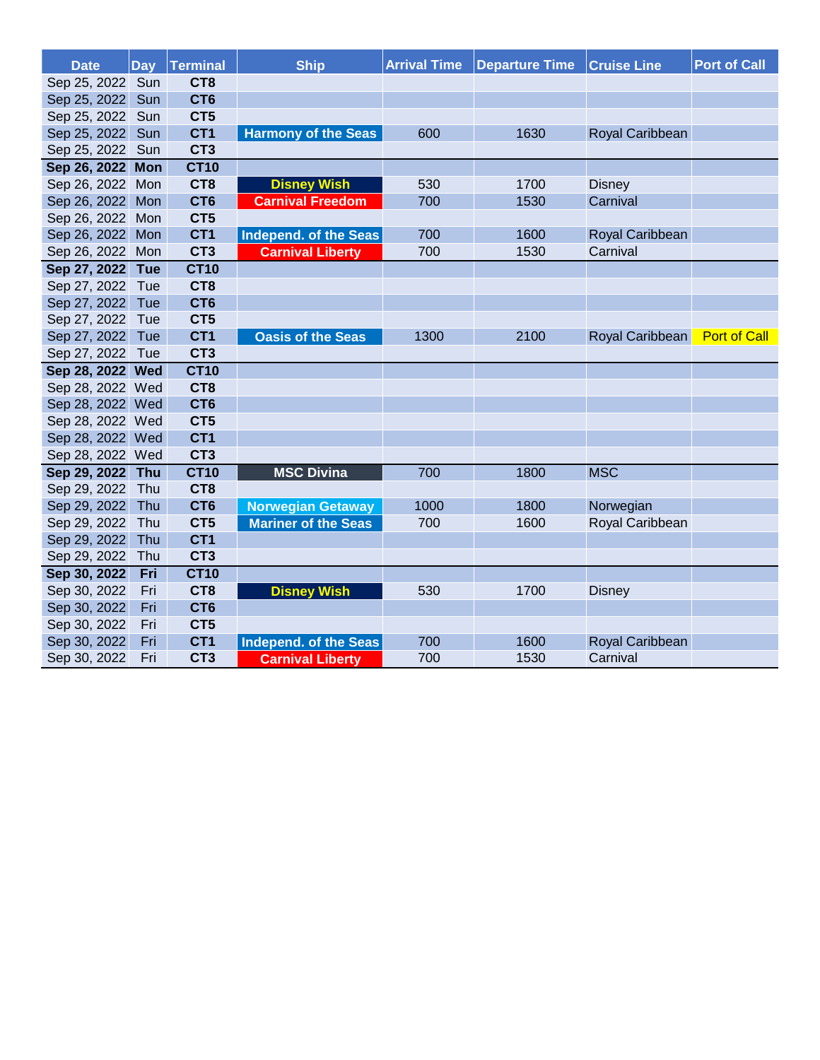| Date | Day | Terminal | Ship | Arrival Time | Departure Time | Cruise Line | Port of Call |
|---|---|---|---|---|---|---|---|
| Sep 25, 2022 | Sun | CT8 | | | | | |
| Sep 25, 2022 | Sun | CT6 | | | | | |
| Sep 25, 2022 | Sun | CT5 | | | | | |
| Sep 25, 2022 | Sun | CT1 | Harmony of the Seas | 600 | 1630 | Royal Caribbean | |
| Sep 25, 2022 | Sun | CT3 | | | | | |
| **Sep 26, 2022** | **Mon** | **CT10** | | | | | |
| Sep 26, 2022 | Mon | CT8 | Disney Wish | 530 | 1700 | Disney | |
| Sep 26, 2022 | Mon | CT6 | Carnival Freedom | 700 | 1530 | Carnival | |
| Sep 26, 2022 | Mon | CT5 | | | | | |
| Sep 26, 2022 | Mon | CT1 | Independ. of the Seas | 700 | 1600 | Royal Caribbean | |
| Sep 26, 2022 | Mon | CT3 | Carnival Liberty | 700 | 1530 | Carnival | |
| **Sep 27, 2022** | **Tue** | **CT10** | | | | | |
| Sep 27, 2022 | Tue | CT8 | | | | | |
| Sep 27, 2022 | Tue | CT6 | | | | | |
| Sep 27, 2022 | Tue | CT5 | | | | | |
| Sep 27, 2022 | Tue | CT1 | Oasis of the Seas | 1300 | 2100 | Royal Caribbean | Port of Call |
| Sep 27, 2022 | Tue | CT3 | | | | | |
| **Sep 28, 2022** | **Wed** | **CT10** | | | | | |
| Sep 28, 2022 | Wed | CT8 | | | | | |
| Sep 28, 2022 | Wed | CT6 | | | | | |
| Sep 28, 2022 | Wed | CT5 | | | | | |
| Sep 28, 2022 | Wed | CT1 | | | | | |
| Sep 28, 2022 | Wed | CT3 | | | | | |
| **Sep 29, 2022** | **Thu** | **CT10** | MSC Divina | 700 | 1800 | MSC | |
| Sep 29, 2022 | Thu | CT8 | | | | | |
| Sep 29, 2022 | Thu | CT6 | Norwegian Getaway | 1000 | 1800 | Norwegian | |
| Sep 29, 2022 | Thu | CT5 | Mariner of the Seas | 700 | 1600 | Royal Caribbean | |
| Sep 29, 2022 | Thu | CT1 | | | | | |
| Sep 29, 2022 | Thu | CT3 | | | | | |
| **Sep 30, 2022** | **Fri** | **CT10** | | | | | |
| Sep 30, 2022 | Fri | CT8 | Disney Wish | 530 | 1700 | Disney | |
| Sep 30, 2022 | Fri | CT6 | | | | | |
| Sep 30, 2022 | Fri | CT5 | | | | | |
| Sep 30, 2022 | Fri | CT1 | Independ. of the Seas | 700 | 1600 | Royal Caribbean | |
| Sep 30, 2022 | Fri | CT3 | Carnival Liberty | 700 | 1530 | Carnival | |